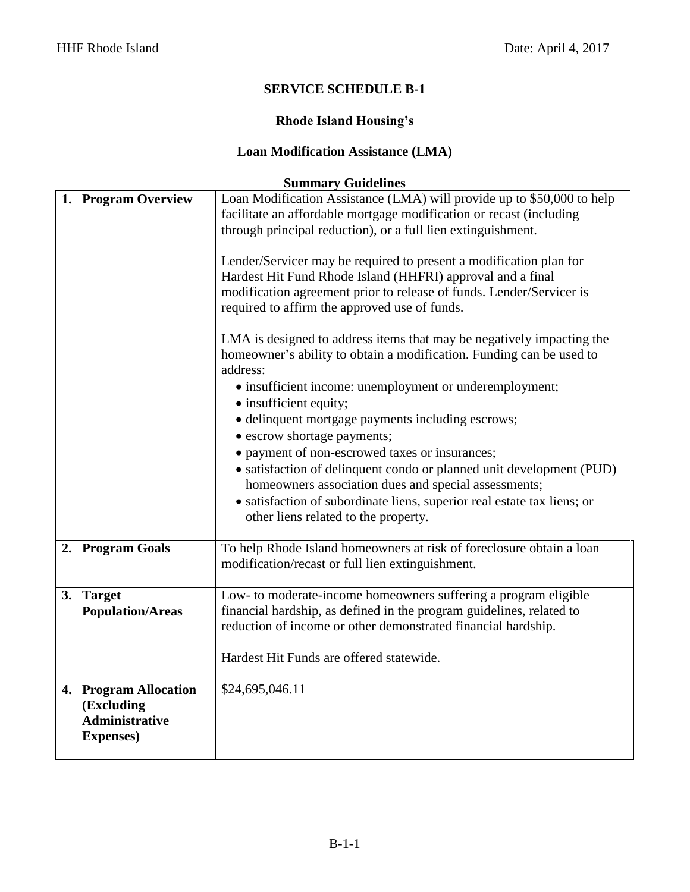# SERVICE SCHEDULE B-1

## Rhode Island Housing's

## Loan Modification Assistance (LMA)

### Summary Guidelines

| | |
|---|---|
| **1. Program Overview** | Loan Modification Assistance (LMA) will provide up to $50,000 to help facilitate an affordable mortgage modification or recast (including through principal reduction), or a full lien extinguishment.<br><br>Lender/Servicer may be required to present a modification plan for Hardest Hit Fund Rhode Island (HHFRI) approval and a final modification agreement prior to release of funds. Lender/Servicer is required to affirm the approved use of funds.<br><br>LMA is designed to address items that may be negatively impacting the homeowner's ability to obtain a modification. Funding can be used to address:<br>• insufficient income: unemployment or underemployment;<br>• insufficient equity;<br>• delinquent mortgage payments including escrows;<br>• escrow shortage payments;<br>• payment of non-escrowed taxes or insurances;<br>• satisfaction of delinquent condo or planned unit development (PUD) homeowners association dues and special assessments;<br>• satisfaction of subordinate liens, superior real estate tax liens; or other liens related to the property. |
| **2. Program Goals** | To help Rhode Island homeowners at risk of foreclosure obtain a loan modification/recast or full lien extinguishment. |
| **3. Target Population/Areas** | Low- to moderate-income homeowners suffering a program eligible financial hardship, as defined in the program guidelines, related to reduction of income or other demonstrated financial hardship.<br><br>Hardest Hit Funds are offered statewide. |
| **4. Program Allocation (Excluding Administrative Expenses)** | $24,695,046.11 |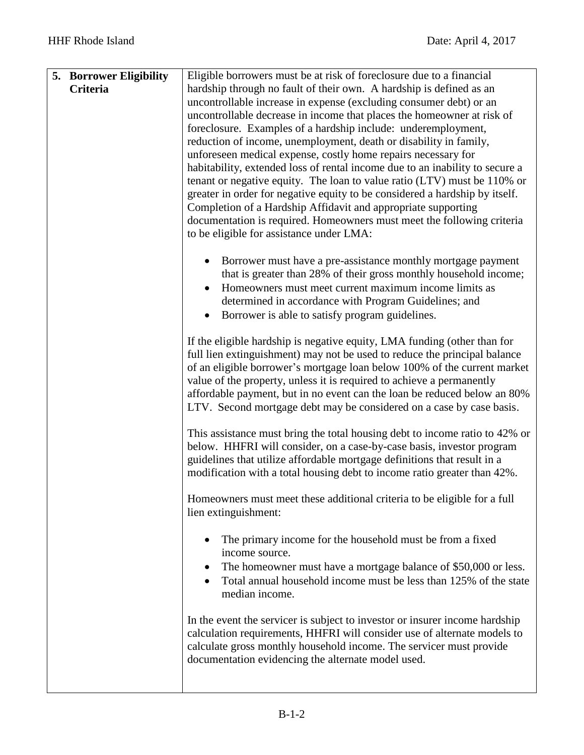| 5. **Borrower Eligibility Criteria** | Eligible borrowers must be at risk of foreclosure due to a financial hardship through no fault of their own. A hardship is defined as an uncontrollable increase in expense (excluding consumer debt) or an uncontrollable decrease in income that places the homeowner at risk of foreclosure. Examples of a hardship include: underemployment, reduction of income, unemployment, death or disability in family, unforeseen medical expense, costly home repairs necessary for habitability, extended loss of rental income due to an inability to secure a tenant or negative equity. The loan to value ratio (LTV) must be 110% or greater in order for negative equity to be considered a hardship by itself. Completion of a Hardship Affidavit and appropriate supporting documentation is required. Homeowners must meet the following criteria to be eligible for assistance under LMA:<br><br>• Borrower must have a pre-assistance monthly mortgage payment that is greater than 28% of their gross monthly household income;<br>• Homeowners must meet current maximum income limits as determined in accordance with Program Guidelines; and<br>• Borrower is able to satisfy program guidelines.<br><br>If the eligible hardship is negative equity, LMA funding (other than for full lien extinguishment) may not be used to reduce the principal balance of an eligible borrower's mortgage loan below 100% of the current market value of the property, unless it is required to achieve a permanently affordable payment, but in no event can the loan be reduced below an 80% LTV. Second mortgage debt may be considered on a case by case basis.<br><br>This assistance must bring the total housing debt to income ratio to 42% or below. HHFRI will consider, on a case-by-case basis, investor program guidelines that utilize affordable mortgage definitions that result in a modification with a total housing debt to income ratio greater than 42%.<br><br>Homeowners must meet these additional criteria to be eligible for a full lien extinguishment:<br><br>• The primary income for the household must be from a fixed income source.<br>• The homeowner must have a mortgage balance of $50,000 or less.<br>• Total annual household income must be less than 125% of the state median income.<br><br>In the event the servicer is subject to investor or insurer income hardship calculation requirements, HHFRI will consider use of alternate models to calculate gross monthly household income. The servicer must provide documentation evidencing the alternate model used. |
|---|---|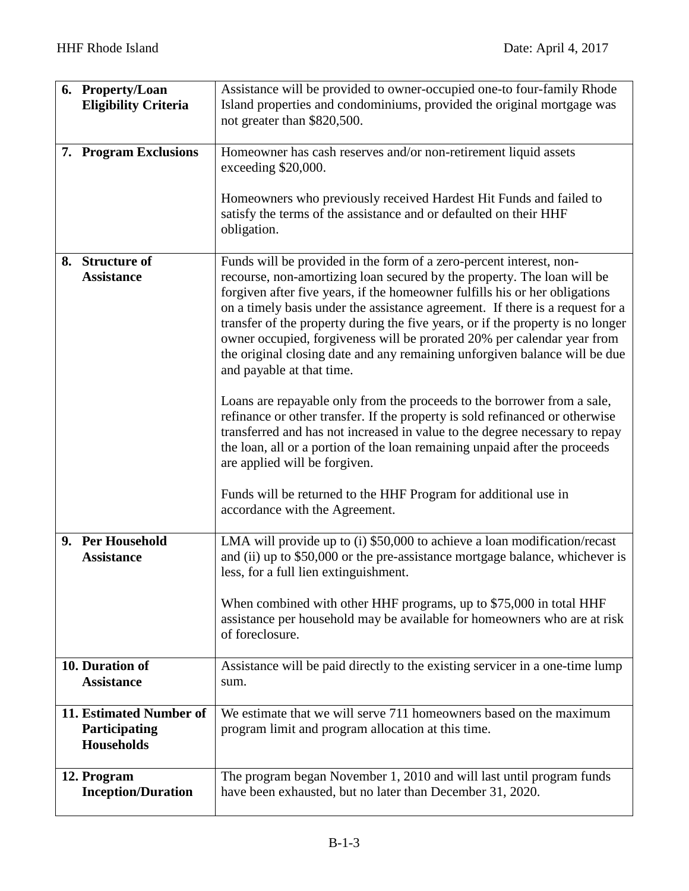| | |
|---|---|
| **6. Property/Loan Eligibility Criteria** | Assistance will be provided to owner-occupied one-to four-family Rhode Island properties and condominiums, provided the original mortgage was not greater than $820,500. |
| **7. Program Exclusions** | Homeowner has cash reserves and/or non-retirement liquid assets exceeding $20,000.<br><br>Homeowners who previously received Hardest Hit Funds and failed to satisfy the terms of the assistance and or defaulted on their HHF obligation. |
| **8. Structure of Assistance** | Funds will be provided in the form of a zero-percent interest, non-recourse, non-amortizing loan secured by the property. The loan will be forgiven after five years, if the homeowner fulfills his or her obligations on a timely basis under the assistance agreement. If there is a request for a transfer of the property during the five years, or if the property is no longer owner occupied, forgiveness will be prorated 20% per calendar year from the original closing date and any remaining unforgiven balance will be due and payable at that time.<br><br>Loans are repayable only from the proceeds to the borrower from a sale, refinance or other transfer. If the property is sold refinanced or otherwise transferred and has not increased in value to the degree necessary to repay the loan, all or a portion of the loan remaining unpaid after the proceeds are applied will be forgiven.<br><br>Funds will be returned to the HHF Program for additional use in accordance with the Agreement. |
| **9. Per Household Assistance** | LMA will provide up to (i) $50,000 to achieve a loan modification/recast and (ii) up to $50,000 or the pre-assistance mortgage balance, whichever is less, for a full lien extinguishment.<br><br>When combined with other HHF programs, up to $75,000 in total HHF assistance per household may be available for homeowners who are at risk of foreclosure. |
| **10. Duration of Assistance** | Assistance will be paid directly to the existing servicer in a one-time lump sum. |
| **11. Estimated Number of Participating Households** | We estimate that we will serve 711 homeowners based on the maximum program limit and program allocation at this time. |
| **12. Program Inception/Duration** | The program began November 1, 2010 and will last until program funds have been exhausted, but no later than December 31, 2020. |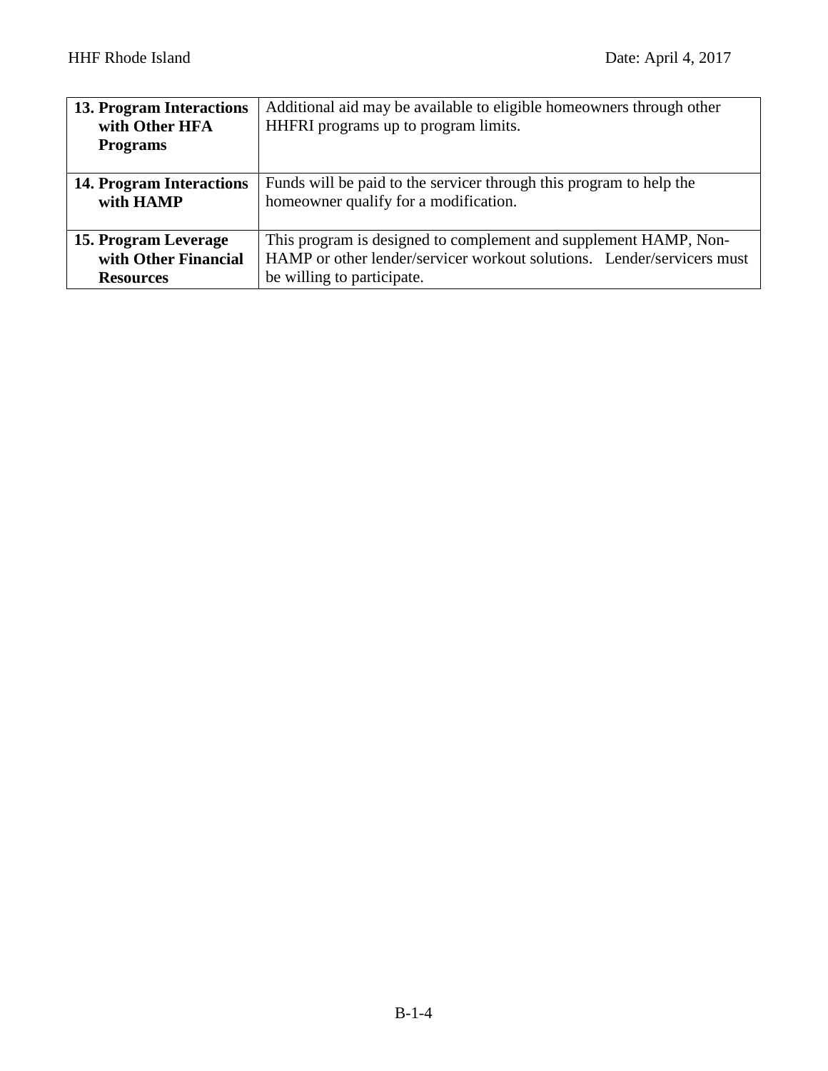| | |
|---|---|
| **13. Program Interactions with Other HFA Programs** | Additional aid may be available to eligible homeowners through other HHFRI programs up to program limits. |
| **14. Program Interactions with HAMP** | Funds will be paid to the servicer through this program to help the homeowner qualify for a modification. |
| **15. Program Leverage with Other Financial Resources** | This program is designed to complement and supplement HAMP, Non-HAMP or other lender/servicer workout solutions. Lender/servicers must be willing to participate. |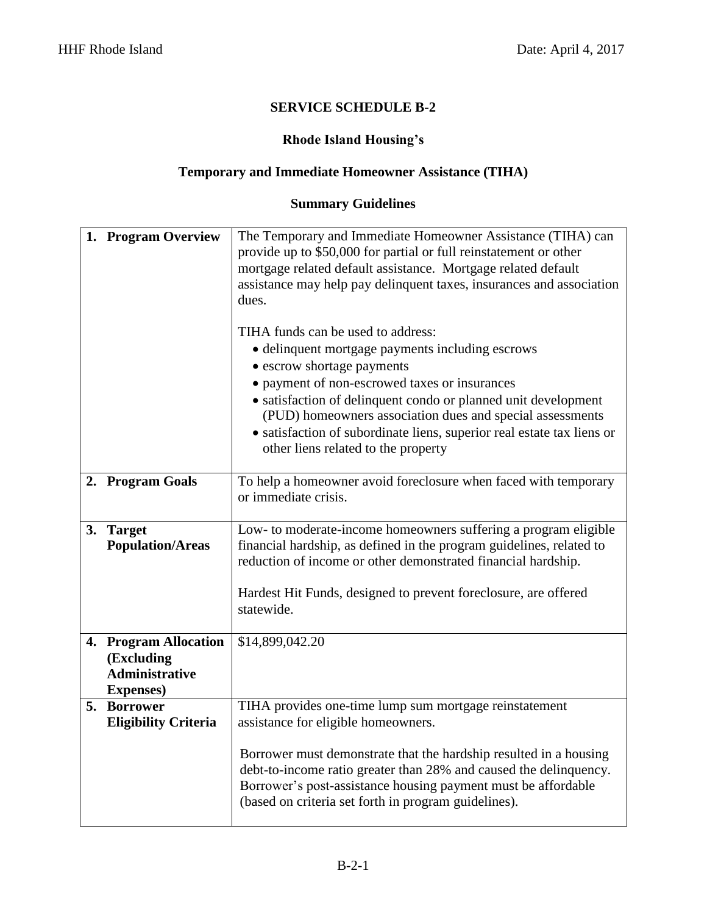# SERVICE SCHEDULE B-2

## Rhode Island Housing's

## Temporary and Immediate Homeowner Assistance (TIHA)

## Summary Guidelines

| | |
|---|---|
| **1. Program Overview** | The Temporary and Immediate Homeowner Assistance (TIHA) can provide up to \$50,000 for partial or full reinstatement or other mortgage related default assistance. Mortgage related default assistance may help pay delinquent taxes, insurances and association dues.<br><br>TIHA funds can be used to address:<br>• delinquent mortgage payments including escrows<br>• escrow shortage payments<br>• payment of non-escrowed taxes or insurances<br>• satisfaction of delinquent condo or planned unit development (PUD) homeowners association dues and special assessments<br>• satisfaction of subordinate liens, superior real estate tax liens or other liens related to the property |
| **2. Program Goals** | To help a homeowner avoid foreclosure when faced with temporary or immediate crisis. |
| **3. Target Population/Areas** | Low- to moderate-income homeowners suffering a program eligible financial hardship, as defined in the program guidelines, related to reduction of income or other demonstrated financial hardship.<br><br>Hardest Hit Funds, designed to prevent foreclosure, are offered statewide. |
| **4. Program Allocation (Excluding Administrative Expenses)** | \$14,899,042.20 |
| **5. Borrower Eligibility Criteria** | TIHA provides one-time lump sum mortgage reinstatement assistance for eligible homeowners.<br><br>Borrower must demonstrate that the hardship resulted in a housing debt-to-income ratio greater than 28% and caused the delinquency. Borrower's post-assistance housing payment must be affordable (based on criteria set forth in program guidelines). |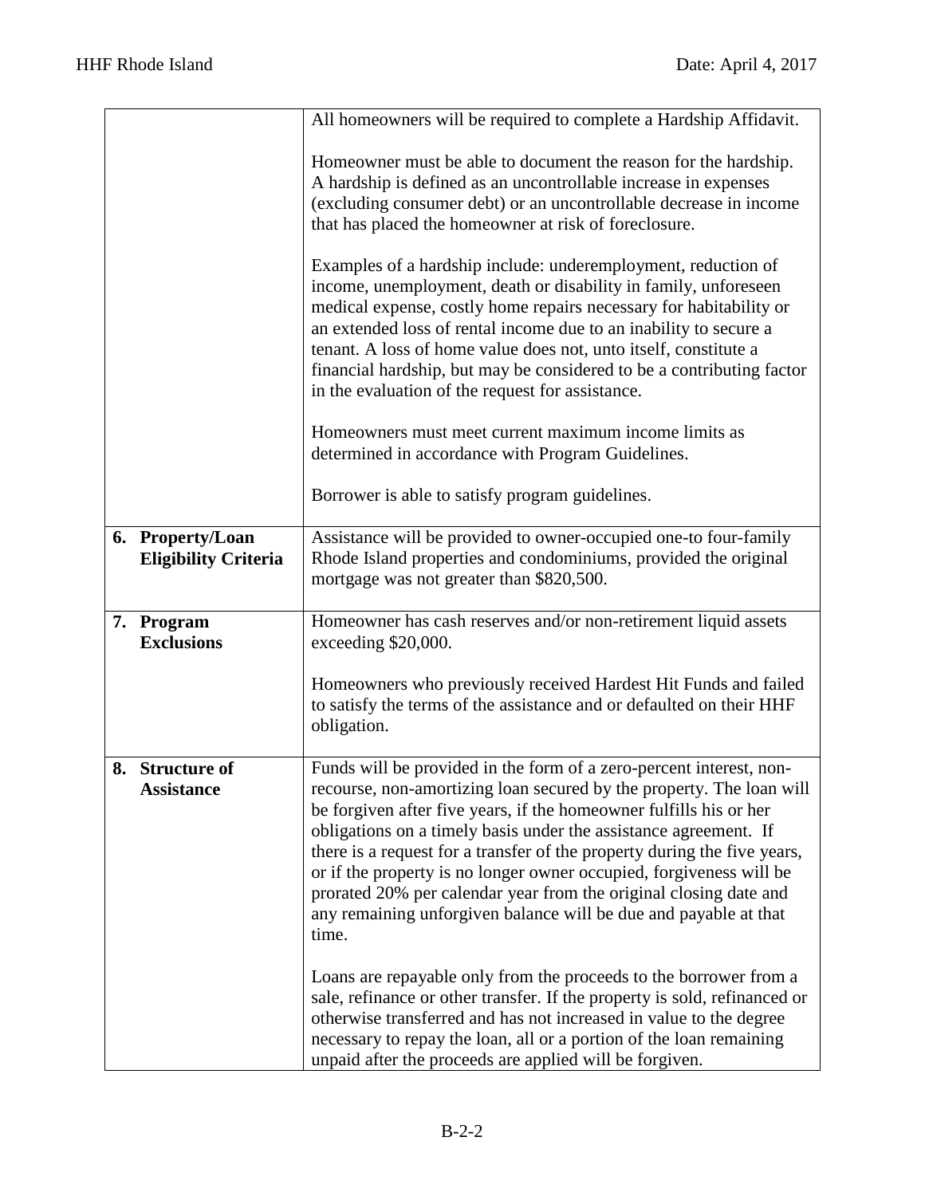| | |
|---|---|
| | All homeowners will be required to complete a Hardship Affidavit.<br><br>Homeowner must be able to document the reason for the hardship. A hardship is defined as an uncontrollable increase in expenses (excluding consumer debt) or an uncontrollable decrease in income that has placed the homeowner at risk of foreclosure.<br><br>Examples of a hardship include: underemployment, reduction of income, unemployment, death or disability in family, unforeseen medical expense, costly home repairs necessary for habitability or an extended loss of rental income due to an inability to secure a tenant. A loss of home value does not, unto itself, constitute a financial hardship, but may be considered to be a contributing factor in the evaluation of the request for assistance.<br><br>Homeowners must meet current maximum income limits as determined in accordance with Program Guidelines.<br><br>Borrower is able to satisfy program guidelines. |
| **6. Property/Loan Eligibility Criteria** | Assistance will be provided to owner-occupied one-to four-family Rhode Island properties and condominiums, provided the original mortgage was not greater than $820,500. |
| **7. Program Exclusions** | Homeowner has cash reserves and/or non-retirement liquid assets exceeding $20,000.<br><br>Homeowners who previously received Hardest Hit Funds and failed to satisfy the terms of the assistance and or defaulted on their HHF obligation. |
| **8. Structure of Assistance** | Funds will be provided in the form of a zero-percent interest, non-recourse, non-amortizing loan secured by the property. The loan will be forgiven after five years, if the homeowner fulfills his or her obligations on a timely basis under the assistance agreement. If there is a request for a transfer of the property during the five years, or if the property is no longer owner occupied, forgiveness will be prorated 20% per calendar year from the original closing date and any remaining unforgiven balance will be due and payable at that time.<br><br>Loans are repayable only from the proceeds to the borrower from a sale, refinance or other transfer. If the property is sold, refinanced or otherwise transferred and has not increased in value to the degree necessary to repay the loan, all or a portion of the loan remaining unpaid after the proceeds are applied will be forgiven. |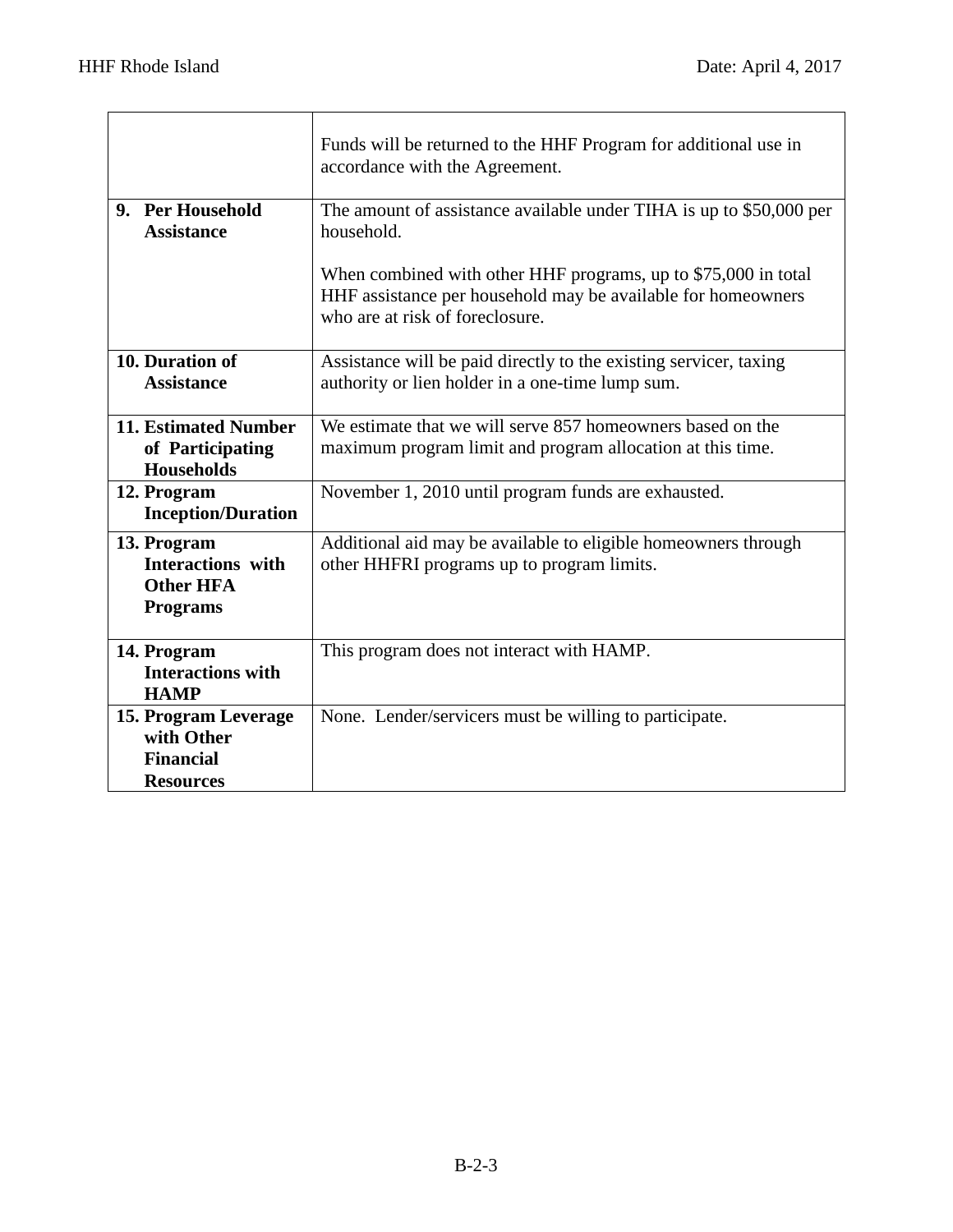| | |
|---|---|
| | Funds will be returned to the HHF Program for additional use in accordance with the Agreement. |
| **9. Per Household Assistance** | The amount of assistance available under TIHA is up to $50,000 per household.<br><br>When combined with other HHF programs, up to $75,000 in total HHF assistance per household may be available for homeowners who are at risk of foreclosure. |
| **10. Duration of Assistance** | Assistance will be paid directly to the existing servicer, taxing authority or lien holder in a one-time lump sum. |
| **11. Estimated Number of Participating Households** | We estimate that we will serve 857 homeowners based on the maximum program limit and program allocation at this time. |
| **12. Program Inception/Duration** | November 1, 2010 until program funds are exhausted. |
| **13. Program Interactions with Other HFA Programs** | Additional aid may be available to eligible homeowners through other HHFRI programs up to program limits. |
| **14. Program Interactions with HAMP** | This program does not interact with HAMP. |
| **15. Program Leverage with Other Financial Resources** | None. Lender/servicers must be willing to participate. |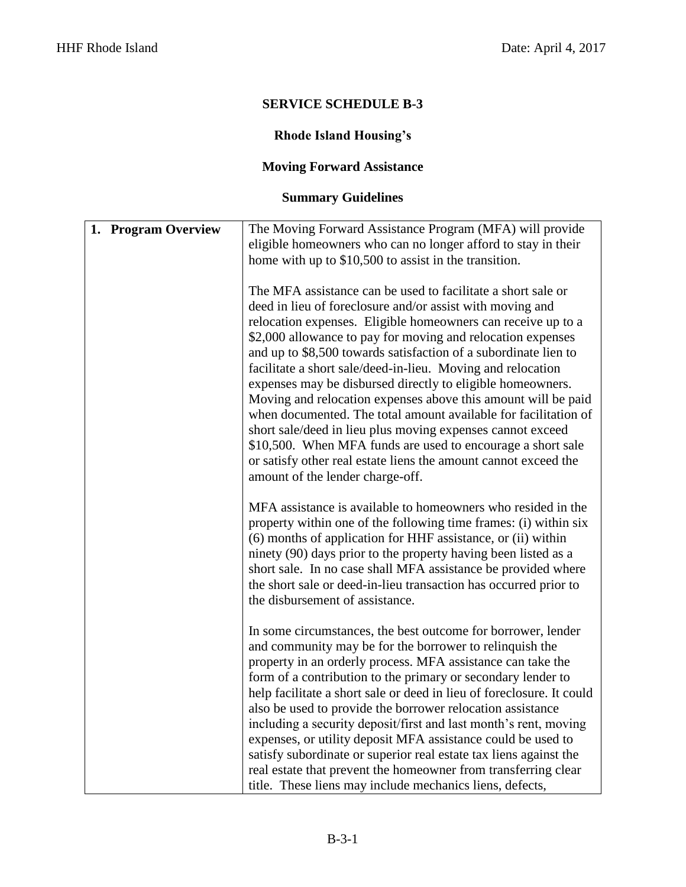## SERVICE SCHEDULE B-3

### Rhode Island Housing's

### Moving Forward Assistance

### Summary Guidelines

| | |
|---|---|
| **1. Program Overview** | The Moving Forward Assistance Program (MFA) will provide eligible homeowners who can no longer afford to stay in their home with up to $10,500 to assist in the transition.<br><br>The MFA assistance can be used to facilitate a short sale or deed in lieu of foreclosure and/or assist with moving and relocation expenses. Eligible homeowners can receive up to a $2,000 allowance to pay for moving and relocation expenses and up to $8,500 towards satisfaction of a subordinate lien to facilitate a short sale/deed-in-lieu. Moving and relocation expenses may be disbursed directly to eligible homeowners. Moving and relocation expenses above this amount will be paid when documented. The total amount available for facilitation of short sale/deed in lieu plus moving expenses cannot exceed $10,500. When MFA funds are used to encourage a short sale or satisfy other real estate liens the amount cannot exceed the amount of the lender charge-off.<br><br>MFA assistance is available to homeowners who resided in the property within one of the following time frames: (i) within six (6) months of application for HHF assistance, or (ii) within ninety (90) days prior to the property having been listed as a short sale. In no case shall MFA assistance be provided where the short sale or deed-in-lieu transaction has occurred prior to the disbursement of assistance.<br><br>In some circumstances, the best outcome for borrower, lender and community may be for the borrower to relinquish the property in an orderly process. MFA assistance can take the form of a contribution to the primary or secondary lender to help facilitate a short sale or deed in lieu of foreclosure. It could also be used to provide the borrower relocation assistance including a security deposit/first and last month's rent, moving expenses, or utility deposit MFA assistance could be used to satisfy subordinate or superior real estate tax liens against the real estate that prevent the homeowner from transferring clear title. These liens may include mechanics liens, defects, |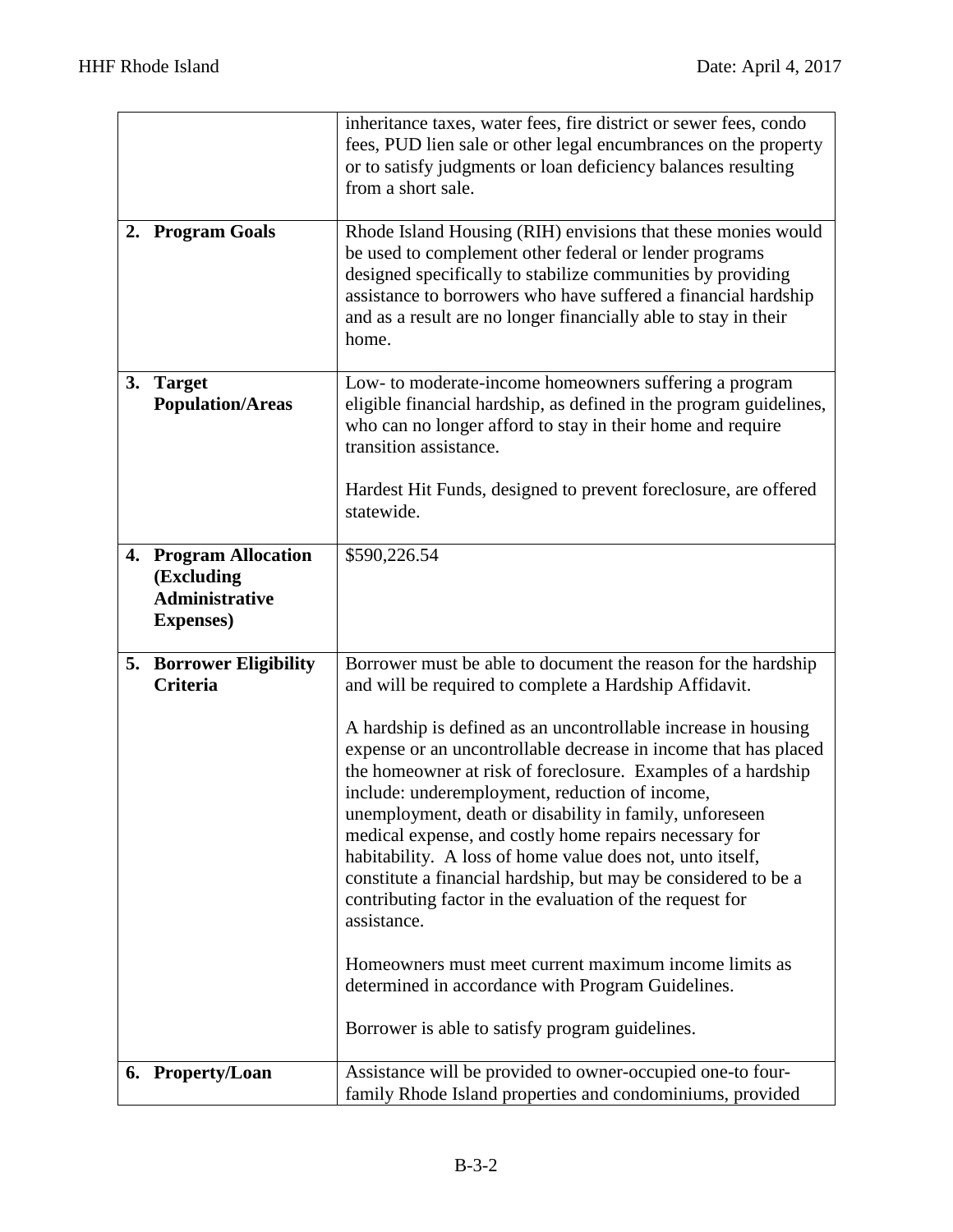| | |
|---|---|
| | inheritance taxes, water fees, fire district or sewer fees, condo fees, PUD lien sale or other legal encumbrances on the property or to satisfy judgments or loan deficiency balances resulting from a short sale. |
| **2. Program Goals** | Rhode Island Housing (RIH) envisions that these monies would be used to complement other federal or lender programs designed specifically to stabilize communities by providing assistance to borrowers who have suffered a financial hardship and as a result are no longer financially able to stay in their home. |
| **3. Target Population/Areas** | Low- to moderate-income homeowners suffering a program eligible financial hardship, as defined in the program guidelines, who can no longer afford to stay in their home and require transition assistance.<br><br>Hardest Hit Funds, designed to prevent foreclosure, are offered statewide. |
| **4. Program Allocation (Excluding Administrative Expenses)** | $590,226.54 |
| **5. Borrower Eligibility Criteria** | Borrower must be able to document the reason for the hardship and will be required to complete a Hardship Affidavit.<br><br>A hardship is defined as an uncontrollable increase in housing expense or an uncontrollable decrease in income that has placed the homeowner at risk of foreclosure. Examples of a hardship include: underemployment, reduction of income, unemployment, death or disability in family, unforeseen medical expense, and costly home repairs necessary for habitability. A loss of home value does not, unto itself, constitute a financial hardship, but may be considered to be a contributing factor in the evaluation of the request for assistance.<br><br>Homeowners must meet current maximum income limits as determined in accordance with Program Guidelines.<br><br>Borrower is able to satisfy program guidelines. |
| **6. Property/Loan** | Assistance will be provided to owner-occupied one-to four-family Rhode Island properties and condominiums, provided |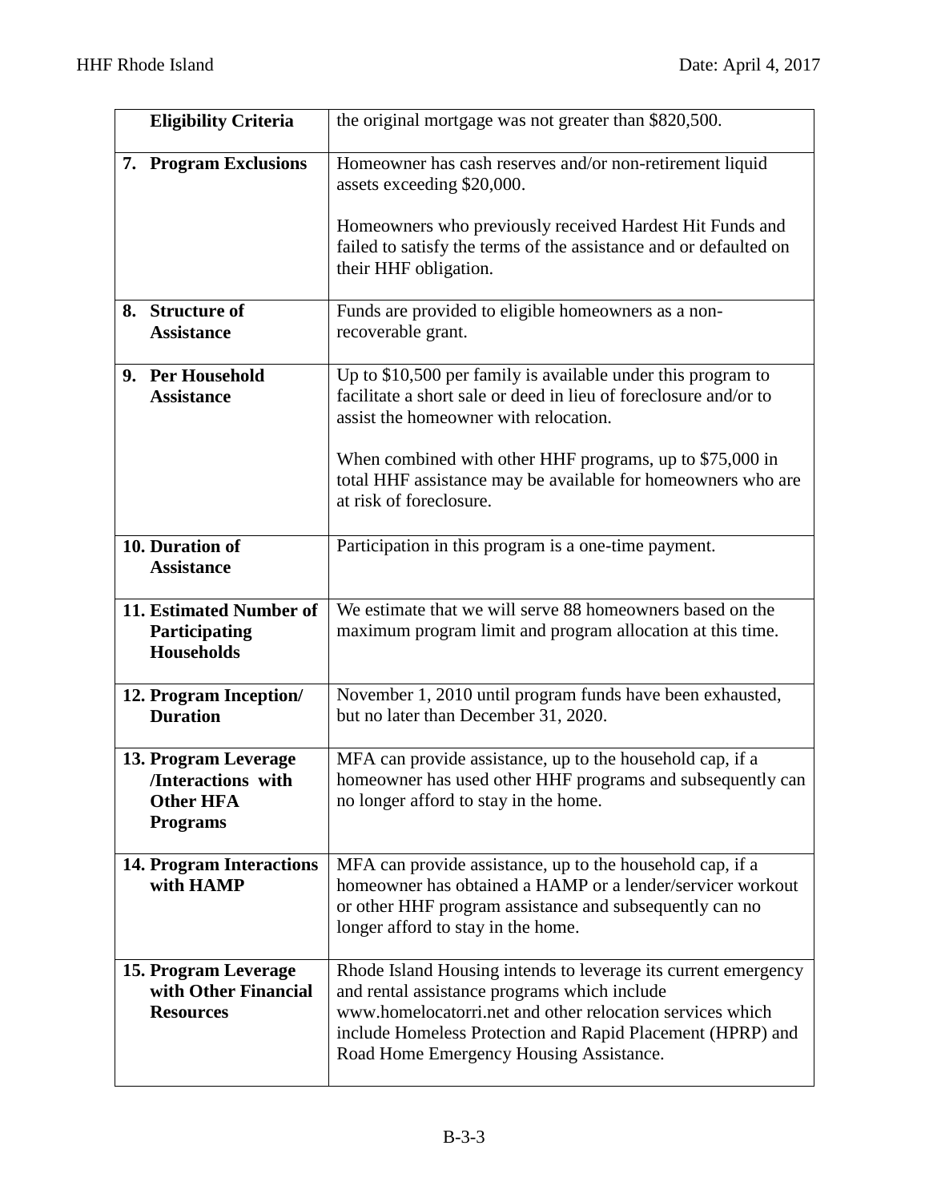| | |
|---|---|
| **Eligibility Criteria** | the original mortgage was not greater than $820,500. |
| **7. Program Exclusions** | Homeowner has cash reserves and/or non-retirement liquid assets exceeding $20,000.<br><br>Homeowners who previously received Hardest Hit Funds and failed to satisfy the terms of the assistance and or defaulted on their HHF obligation. |
| **8. Structure of Assistance** | Funds are provided to eligible homeowners as a non-recoverable grant. |
| **9. Per Household Assistance** | Up to $10,500 per family is available under this program to facilitate a short sale or deed in lieu of foreclosure and/or to assist the homeowner with relocation.<br><br>When combined with other HHF programs, up to $75,000 in total HHF assistance may be available for homeowners who are at risk of foreclosure. |
| **10. Duration of Assistance** | Participation in this program is a one-time payment. |
| **11. Estimated Number of Participating Households** | We estimate that we will serve 88 homeowners based on the maximum program limit and program allocation at this time. |
| **12. Program Inception/ Duration** | November 1, 2010 until program funds have been exhausted, but no later than December 31, 2020. |
| **13. Program Leverage /Interactions with Other HFA Programs** | MFA can provide assistance, up to the household cap, if a homeowner has used other HHF programs and subsequently can no longer afford to stay in the home. |
| **14. Program Interactions with HAMP** | MFA can provide assistance, up to the household cap, if a homeowner has obtained a HAMP or a lender/servicer workout or other HHF program assistance and subsequently can no longer afford to stay in the home. |
| **15. Program Leverage with Other Financial Resources** | Rhode Island Housing intends to leverage its current emergency and rental assistance programs which include www.homelocatorri.net and other relocation services which include Homeless Protection and Rapid Placement (HPRP) and Road Home Emergency Housing Assistance. |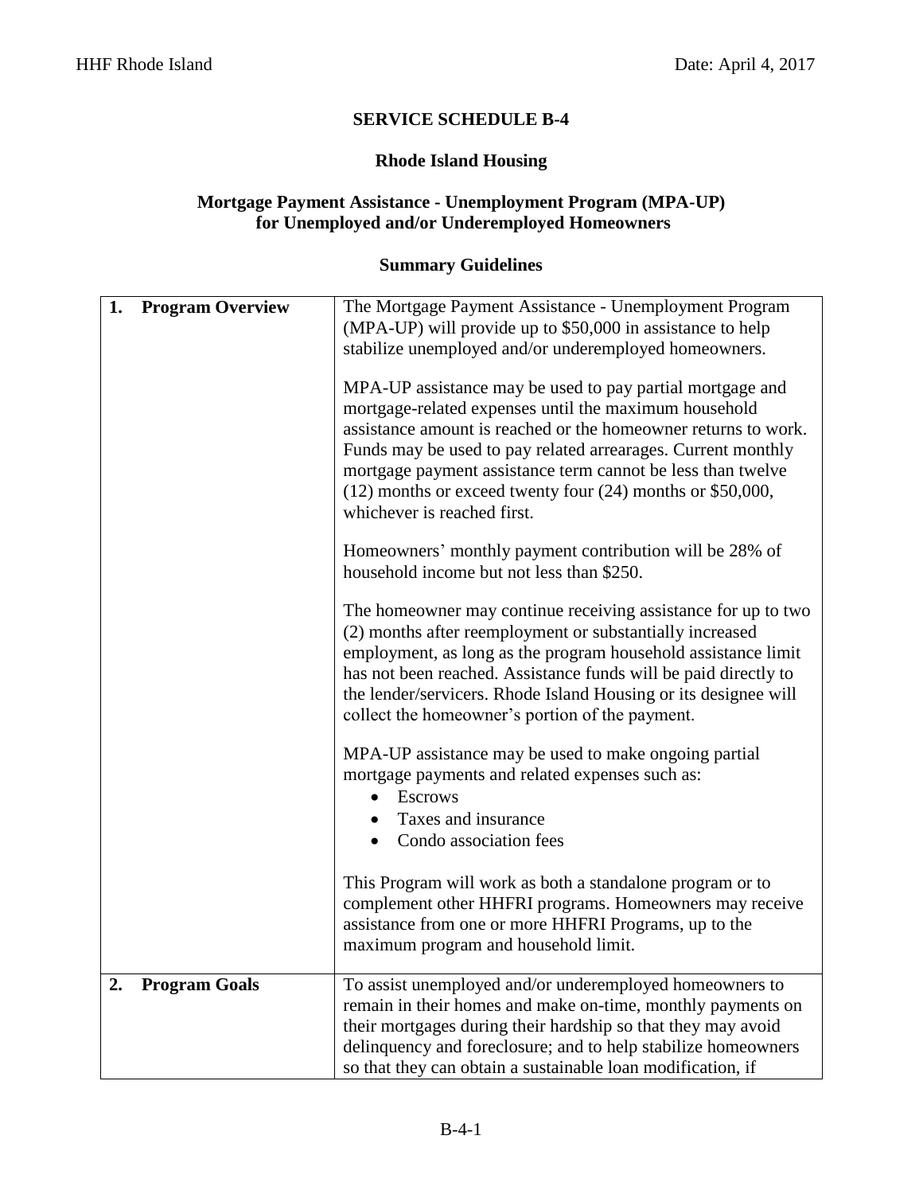**SERVICE SCHEDULE B-4**

**Rhode Island Housing**

**Mortgage Payment Assistance - Unemployment Program (MPA-UP) for Unemployed and/or Underemployed Homeowners**

**Summary Guidelines**

| | |
|---|---|
| **1. Program Overview** | The Mortgage Payment Assistance - Unemployment Program (MPA-UP) will provide up to $50,000 in assistance to help stabilize unemployed and/or underemployed homeowners.<br><br>MPA-UP assistance may be used to pay partial mortgage and mortgage-related expenses until the maximum household assistance amount is reached or the homeowner returns to work. Funds may be used to pay related arrearages. Current monthly mortgage payment assistance term cannot be less than twelve (12) months or exceed twenty four (24) months or $50,000, whichever is reached first.<br><br>Homeowners' monthly payment contribution will be 28% of household income but not less than $250.<br><br>The homeowner may continue receiving assistance for up to two (2) months after reemployment or substantially increased employment, as long as the program household assistance limit has not been reached. Assistance funds will be paid directly to the lender/servicers. Rhode Island Housing or its designee will collect the homeowner's portion of the payment.<br><br>MPA-UP assistance may be used to make ongoing partial mortgage payments and related expenses such as:<br>• Escrows<br>• Taxes and insurance<br>• Condo association fees<br><br>This Program will work as both a standalone program or to complement other HHFRI programs. Homeowners may receive assistance from one or more HHFRI Programs, up to the maximum program and household limit. |
| **2. Program Goals** | To assist unemployed and/or underemployed homeowners to remain in their homes and make on-time, monthly payments on their mortgages during their hardship so that they may avoid delinquency and foreclosure; and to help stabilize homeowners so that they can obtain a sustainable loan modification, if |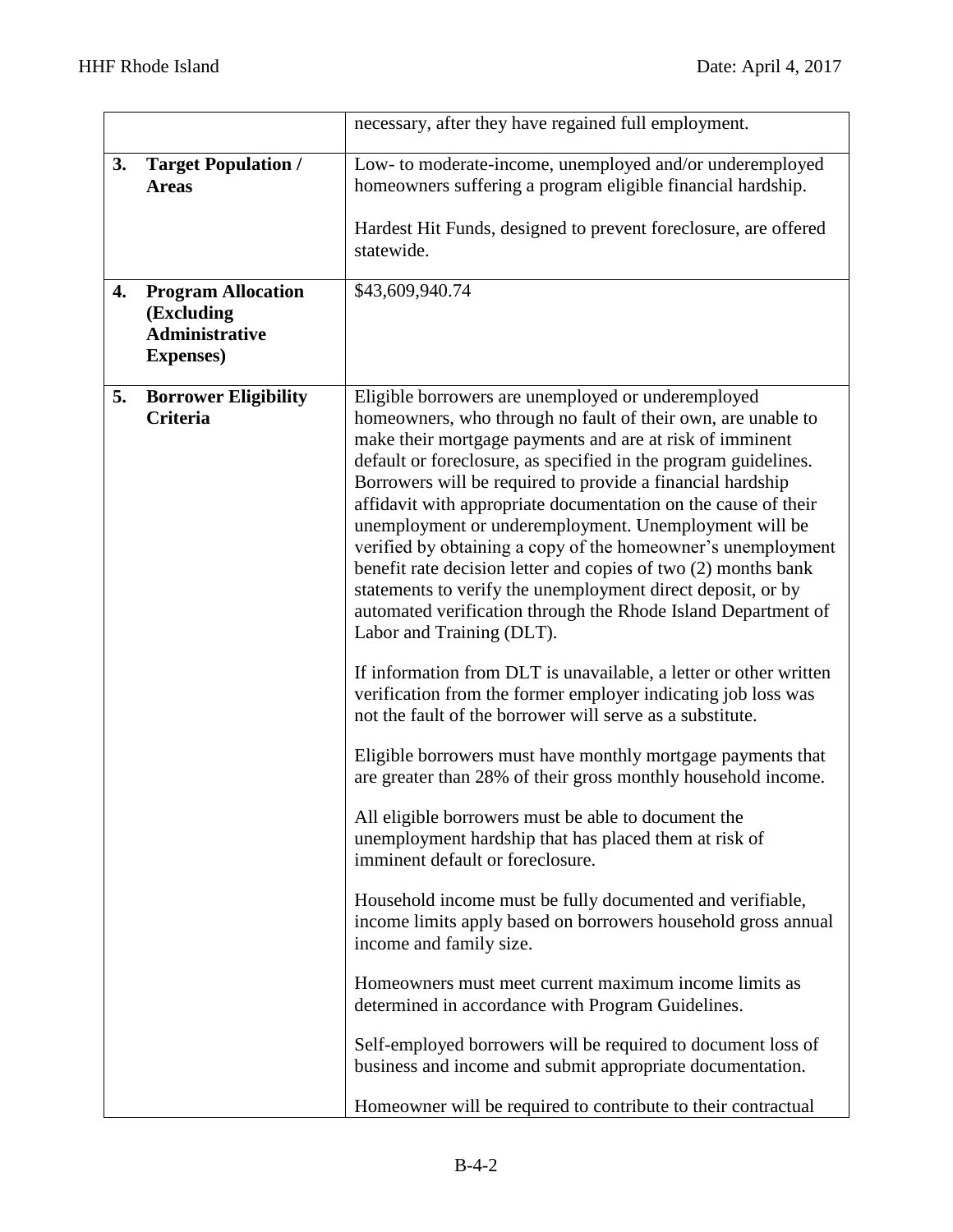| | |
|---|---|
| | necessary, after they have regained full employment. |
| **3. Target Population / Areas** | Low- to moderate-income, unemployed and/or underemployed homeowners suffering a program eligible financial hardship.<br><br>Hardest Hit Funds, designed to prevent foreclosure, are offered statewide. |
| **4. Program Allocation (Excluding Administrative Expenses)** | $43,609,940.74 |
| **5. Borrower Eligibility Criteria** | Eligible borrowers are unemployed or underemployed homeowners, who through no fault of their own, are unable to make their mortgage payments and are at risk of imminent default or foreclosure, as specified in the program guidelines. Borrowers will be required to provide a financial hardship affidavit with appropriate documentation on the cause of their unemployment or underemployment. Unemployment will be verified by obtaining a copy of the homeowner's unemployment benefit rate decision letter and copies of two (2) months bank statements to verify the unemployment direct deposit, or by automated verification through the Rhode Island Department of Labor and Training (DLT).<br><br>If information from DLT is unavailable, a letter or other written verification from the former employer indicating job loss was not the fault of the borrower will serve as a substitute.<br><br>Eligible borrowers must have monthly mortgage payments that are greater than 28% of their gross monthly household income.<br><br>All eligible borrowers must be able to document the unemployment hardship that has placed them at risk of imminent default or foreclosure.<br><br>Household income must be fully documented and verifiable, income limits apply based on borrowers household gross annual income and family size.<br><br>Homeowners must meet current maximum income limits as determined in accordance with Program Guidelines.<br><br>Self-employed borrowers will be required to document loss of business and income and submit appropriate documentation.<br><br>Homeowner will be required to contribute to their contractual |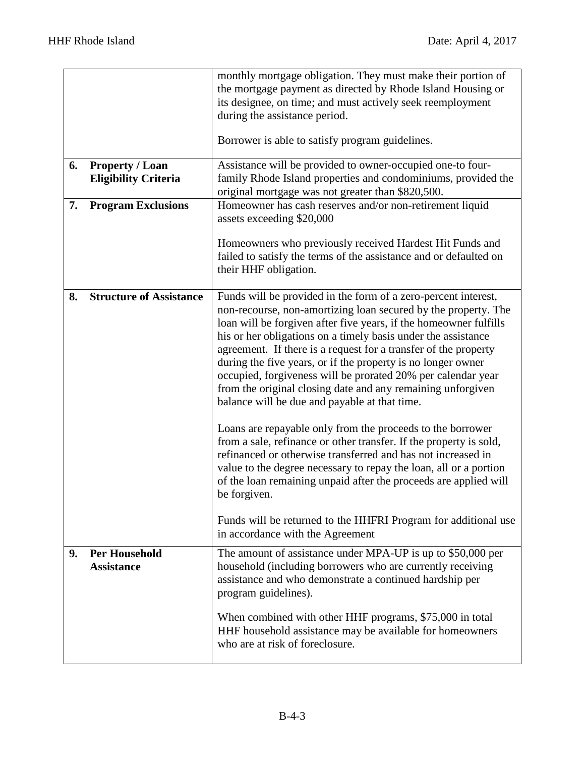| | |
|---|---|
| | monthly mortgage obligation. They must make their portion of the mortgage payment as directed by Rhode Island Housing or its designee, on time; and must actively seek reemployment during the assistance period.<br><br>Borrower is able to satisfy program guidelines. |
| **6. Property / Loan Eligibility Criteria** | Assistance will be provided to owner-occupied one-to four-family Rhode Island properties and condominiums, provided the original mortgage was not greater than $820,500. |
| **7. Program Exclusions** | Homeowner has cash reserves and/or non-retirement liquid assets exceeding $20,000<br><br>Homeowners who previously received Hardest Hit Funds and failed to satisfy the terms of the assistance and or defaulted on their HHF obligation. |
| **8. Structure of Assistance** | Funds will be provided in the form of a zero-percent interest, non-recourse, non-amortizing loan secured by the property. The loan will be forgiven after five years, if the homeowner fulfills his or her obligations on a timely basis under the assistance agreement. If there is a request for a transfer of the property during the five years, or if the property is no longer owner occupied, forgiveness will be prorated 20% per calendar year from the original closing date and any remaining unforgiven balance will be due and payable at that time.<br><br>Loans are repayable only from the proceeds to the borrower from a sale, refinance or other transfer. If the property is sold, refinanced or otherwise transferred and has not increased in value to the degree necessary to repay the loan, all or a portion of the loan remaining unpaid after the proceeds are applied will be forgiven.<br><br>Funds will be returned to the HHFRI Program for additional use in accordance with the Agreement |
| **9. Per Household Assistance** | The amount of assistance under MPA-UP is up to $50,000 per household (including borrowers who are currently receiving assistance and who demonstrate a continued hardship per program guidelines).<br><br>When combined with other HHF programs, $75,000 in total HHF household assistance may be available for homeowners who are at risk of foreclosure. |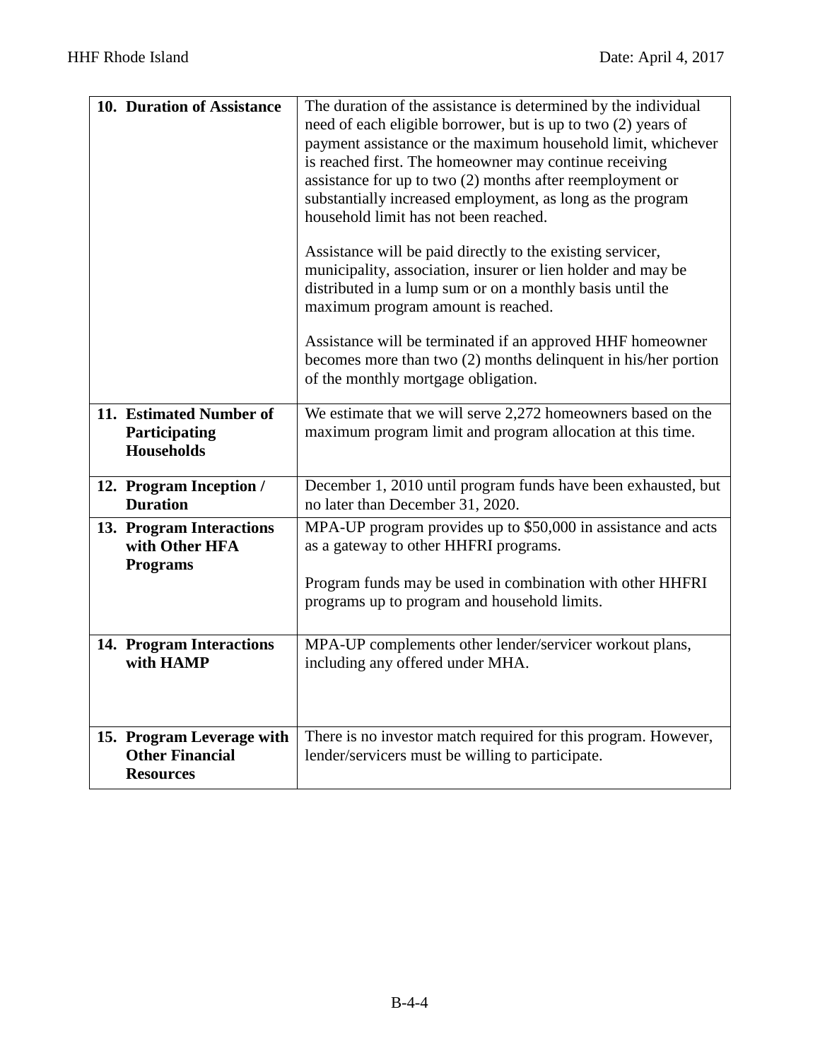| | |
|---|---|
| **10. Duration of Assistance** | The duration of the assistance is determined by the individual need of each eligible borrower, but is up to two (2) years of payment assistance or the maximum household limit, whichever is reached first. The homeowner may continue receiving assistance for up to two (2) months after reemployment or substantially increased employment, as long as the program household limit has not been reached.<br><br>Assistance will be paid directly to the existing servicer, municipality, association, insurer or lien holder and may be distributed in a lump sum or on a monthly basis until the maximum program amount is reached.<br><br>Assistance will be terminated if an approved HHF homeowner becomes more than two (2) months delinquent in his/her portion of the monthly mortgage obligation. |
| **11. Estimated Number of Participating Households** | We estimate that we will serve 2,272 homeowners based on the maximum program limit and program allocation at this time. |
| **12. Program Inception / Duration** | December 1, 2010 until program funds have been exhausted, but no later than December 31, 2020. |
| **13. Program Interactions with Other HFA Programs** | MPA-UP program provides up to $50,000 in assistance and acts as a gateway to other HHFRI programs.<br><br>Program funds may be used in combination with other HHFRI programs up to program and household limits. |
| **14. Program Interactions with HAMP** | MPA-UP complements other lender/servicer workout plans, including any offered under MHA. |
| **15. Program Leverage with Other Financial Resources** | There is no investor match required for this program. However, lender/servicers must be willing to participate. |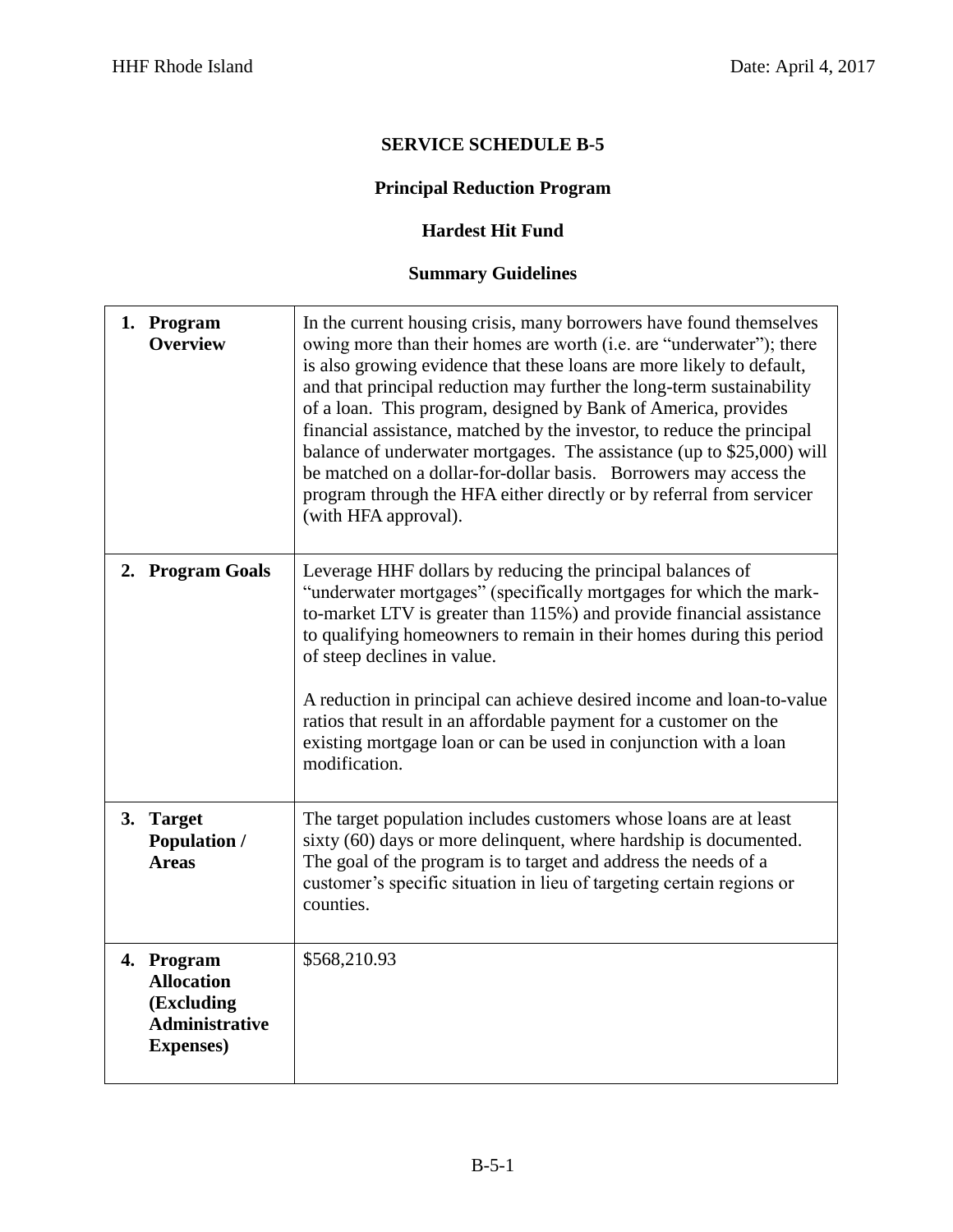# SERVICE SCHEDULE B-5

## Principal Reduction Program

## Hardest Hit Fund

## Summary Guidelines

| | |
|---|---|
| **1. Program Overview** | In the current housing crisis, many borrowers have found themselves owing more than their homes are worth (i.e. are "underwater"); there is also growing evidence that these loans are more likely to default, and that principal reduction may further the long-term sustainability of a loan. This program, designed by Bank of America, provides financial assistance, matched by the investor, to reduce the principal balance of underwater mortgages. The assistance (up to $25,000) will be matched on a dollar-for-dollar basis. Borrowers may access the program through the HFA either directly or by referral from servicer (with HFA approval). |
| **2. Program Goals** | Leverage HHF dollars by reducing the principal balances of "underwater mortgages" (specifically mortgages for which the mark-to-market LTV is greater than 115%) and provide financial assistance to qualifying homeowners to remain in their homes during this period of steep declines in value.<br><br>A reduction in principal can achieve desired income and loan-to-value ratios that result in an affordable payment for a customer on the existing mortgage loan or can be used in conjunction with a loan modification. |
| **3. Target Population / Areas** | The target population includes customers whose loans are at least sixty (60) days or more delinquent, where hardship is documented. The goal of the program is to target and address the needs of a customer's specific situation in lieu of targeting certain regions or counties. |
| **4. Program Allocation (Excluding Administrative Expenses)** | $568,210.93 |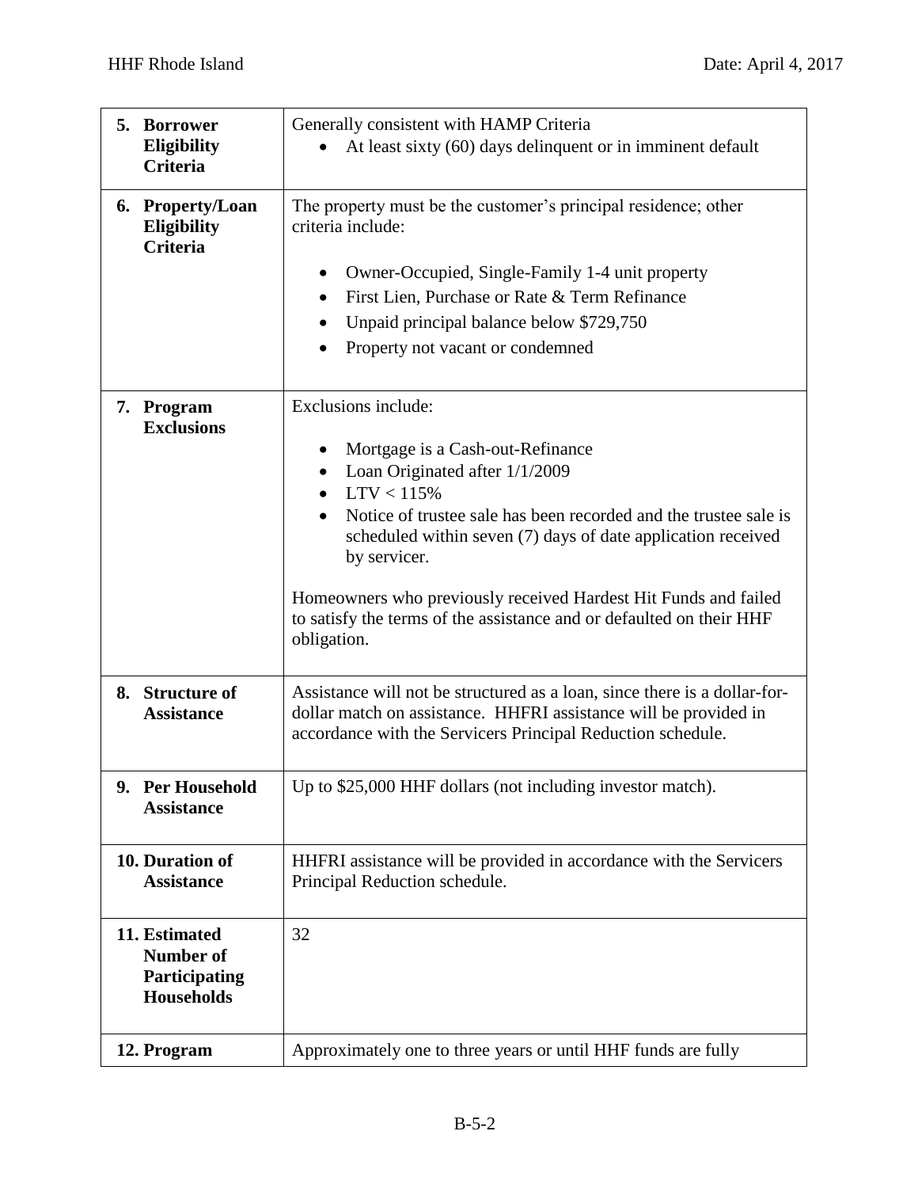| | |
|---|---|
| **5. Borrower Eligibility Criteria** | Generally consistent with HAMP Criteria<br>• At least sixty (60) days delinquent or in imminent default |
| **6. Property/Loan Eligibility Criteria** | The property must be the customer's principal residence; other criteria include:<br>• Owner-Occupied, Single-Family 1-4 unit property<br>• First Lien, Purchase or Rate & Term Refinance<br>• Unpaid principal balance below $729,750<br>• Property not vacant or condemned |
| **7. Program Exclusions** | Exclusions include:<br>• Mortgage is a Cash-out-Refinance<br>• Loan Originated after 1/1/2009<br>• LTV < 115%<br>• Notice of trustee sale has been recorded and the trustee sale is scheduled within seven (7) days of date application received by servicer.<br><br>Homeowners who previously received Hardest Hit Funds and failed to satisfy the terms of the assistance and or defaulted on their HHF obligation. |
| **8. Structure of Assistance** | Assistance will not be structured as a loan, since there is a dollar-for-dollar match on assistance. HHFRI assistance will be provided in accordance with the Servicers Principal Reduction schedule. |
| **9. Per Household Assistance** | Up to $25,000 HHF dollars (not including investor match). |
| **10. Duration of Assistance** | HHFRI assistance will be provided in accordance with the Servicers Principal Reduction schedule. |
| **11. Estimated Number of Participating Households** | 32 |
| **12. Program** | Approximately one to three years or until HHF funds are fully |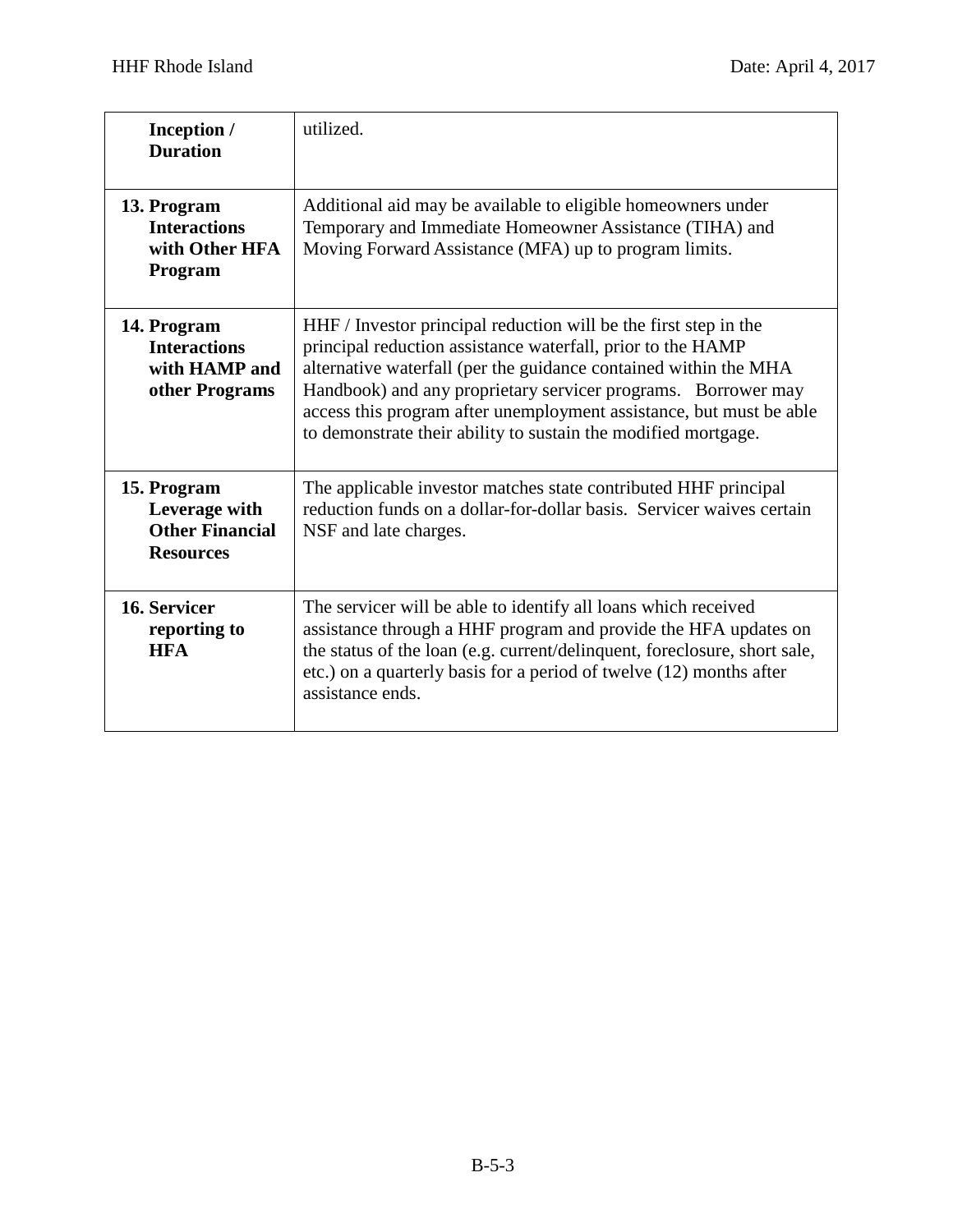| | |
|---|---|
| **Inception / Duration** | utilized. |
| **13. Program Interactions with Other HFA Program** | Additional aid may be available to eligible homeowners under Temporary and Immediate Homeowner Assistance (TIHA) and Moving Forward Assistance (MFA) up to program limits. |
| **14. Program Interactions with HAMP and other Programs** | HHF / Investor principal reduction will be the first step in the principal reduction assistance waterfall, prior to the HAMP alternative waterfall (per the guidance contained within the MHA Handbook) and any proprietary servicer programs. Borrower may access this program after unemployment assistance, but must be able to demonstrate their ability to sustain the modified mortgage. |
| **15. Program Leverage with Other Financial Resources** | The applicable investor matches state contributed HHF principal reduction funds on a dollar-for-dollar basis. Servicer waives certain NSF and late charges. |
| **16. Servicer reporting to HFA** | The servicer will be able to identify all loans which received assistance through a HHF program and provide the HFA updates on the status of the loan (e.g. current/delinquent, foreclosure, short sale, etc.) on a quarterly basis for a period of twelve (12) months after assistance ends. |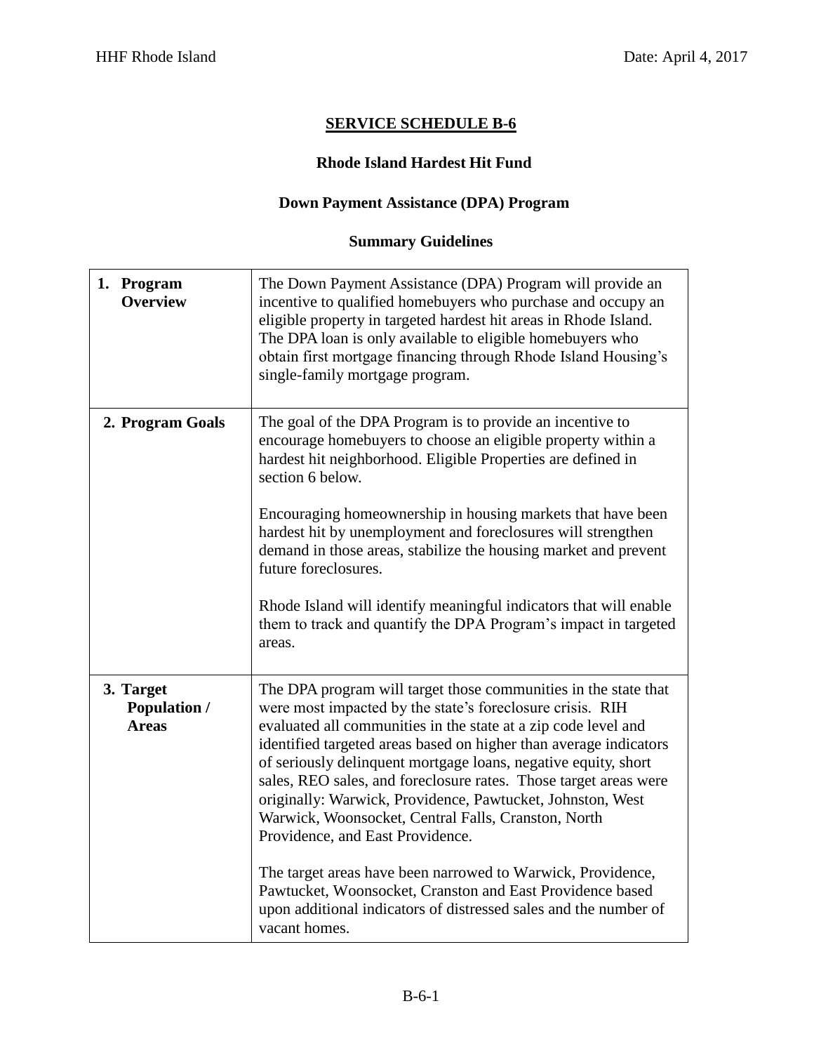## SERVICE SCHEDULE B-6

### Rhode Island Hardest Hit Fund

### Down Payment Assistance (DPA) Program

### Summary Guidelines

| | |
|---|---|
| **1. Program Overview** | The Down Payment Assistance (DPA) Program will provide an incentive to qualified homebuyers who purchase and occupy an eligible property in targeted hardest hit areas in Rhode Island. The DPA loan is only available to eligible homebuyers who obtain first mortgage financing through Rhode Island Housing's single-family mortgage program. |
| **2. Program Goals** | The goal of the DPA Program is to provide an incentive to encourage homebuyers to choose an eligible property within a hardest hit neighborhood. Eligible Properties are defined in section 6 below.<br><br>Encouraging homeownership in housing markets that have been hardest hit by unemployment and foreclosures will strengthen demand in those areas, stabilize the housing market and prevent future foreclosures.<br><br>Rhode Island will identify meaningful indicators that will enable them to track and quantify the DPA Program's impact in targeted areas. |
| **3. Target Population / Areas** | The DPA program will target those communities in the state that were most impacted by the state's foreclosure crisis. RIH evaluated all communities in the state at a zip code level and identified targeted areas based on higher than average indicators of seriously delinquent mortgage loans, negative equity, short sales, REO sales, and foreclosure rates. Those target areas were originally: Warwick, Providence, Pawtucket, Johnston, West Warwick, Woonsocket, Central Falls, Cranston, North Providence, and East Providence.<br><br>The target areas have been narrowed to Warwick, Providence, Pawtucket, Woonsocket, Cranston and East Providence based upon additional indicators of distressed sales and the number of vacant homes. |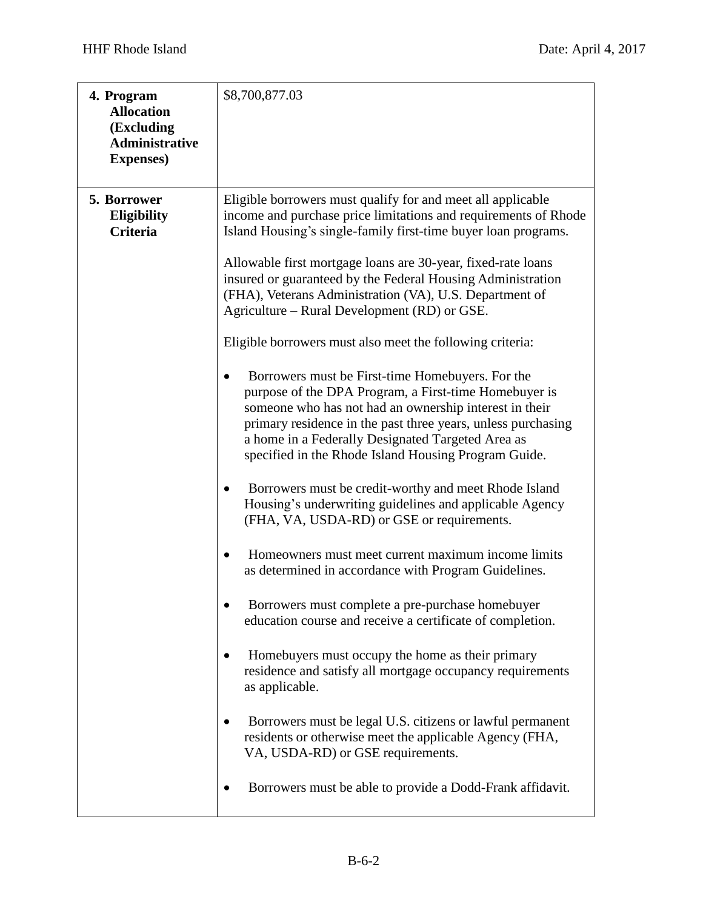| 4. Program Allocation (Excluding Administrative Expenses) | $8,700,877.03 |
|---|---|
| 5. Borrower Eligibility Criteria | Eligible borrowers must qualify for and meet all applicable income and purchase price limitations and requirements of Rhode Island Housing's single-family first-time buyer loan programs.<br><br>Allowable first mortgage loans are 30-year, fixed-rate loans insured or guaranteed by the Federal Housing Administration (FHA), Veterans Administration (VA), U.S. Department of Agriculture – Rural Development (RD) or GSE.<br><br>Eligible borrowers must also meet the following criteria:<br><br>• Borrowers must be First-time Homebuyers. For the purpose of the DPA Program, a First-time Homebuyer is someone who has not had an ownership interest in their primary residence in the past three years, unless purchasing a home in a Federally Designated Targeted Area as specified in the Rhode Island Housing Program Guide.<br><br>• Borrowers must be credit-worthy and meet Rhode Island Housing's underwriting guidelines and applicable Agency (FHA, VA, USDA-RD) or GSE or requirements.<br><br>• Homeowners must meet current maximum income limits as determined in accordance with Program Guidelines.<br><br>• Borrowers must complete a pre-purchase homebuyer education course and receive a certificate of completion.<br><br>• Homebuyers must occupy the home as their primary residence and satisfy all mortgage occupancy requirements as applicable.<br><br>• Borrowers must be legal U.S. citizens or lawful permanent residents or otherwise meet the applicable Agency (FHA, VA, USDA-RD) or GSE requirements.<br><br>• Borrowers must be able to provide a Dodd-Frank affidavit. |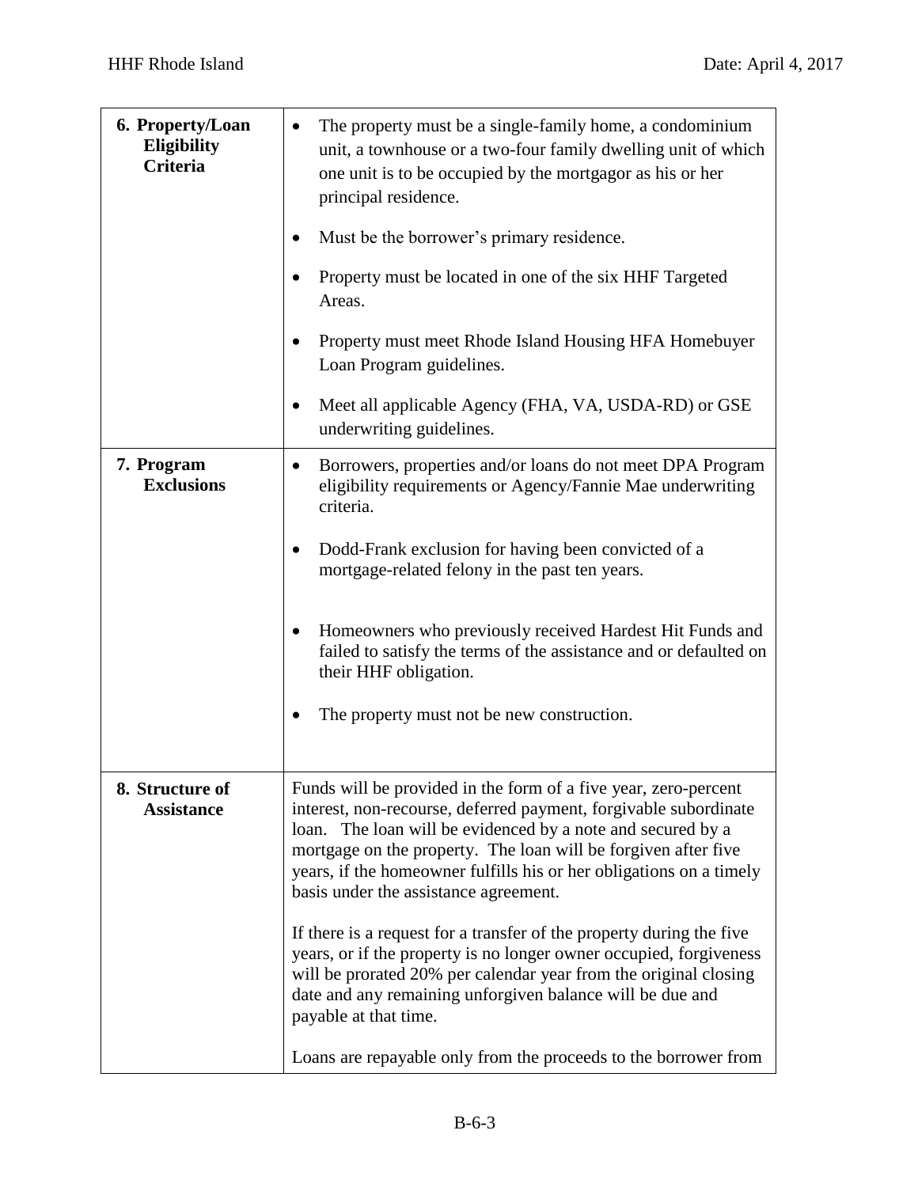| | |
|---|---|
| **6. Property/Loan Eligibility Criteria** | • The property must be a single-family home, a condominium unit, a townhouse or a two-four family dwelling unit of which one unit is to be occupied by the mortgagor as his or her principal residence.<br>• Must be the borrower's primary residence.<br>• Property must be located in one of the six HHF Targeted Areas.<br>• Property must meet Rhode Island Housing HFA Homebuyer Loan Program guidelines.<br>• Meet all applicable Agency (FHA, VA, USDA-RD) or GSE underwriting guidelines. |
| **7. Program Exclusions** | • Borrowers, properties and/or loans do not meet DPA Program eligibility requirements or Agency/Fannie Mae underwriting criteria.<br>• Dodd-Frank exclusion for having been convicted of a mortgage-related felony in the past ten years.<br>• Homeowners who previously received Hardest Hit Funds and failed to satisfy the terms of the assistance and or defaulted on their HHF obligation.<br>• The property must not be new construction. |
| **8. Structure of Assistance** | Funds will be provided in the form of a five year, zero-percent interest, non-recourse, deferred payment, forgivable subordinate loan. The loan will be evidenced by a note and secured by a mortgage on the property. The loan will be forgiven after five years, if the homeowner fulfills his or her obligations on a timely basis under the assistance agreement.<br><br>If there is a request for a transfer of the property during the five years, or if the property is no longer owner occupied, forgiveness will be prorated 20% per calendar year from the original closing date and any remaining unforgiven balance will be due and payable at that time.<br><br>Loans are repayable only from the proceeds to the borrower from |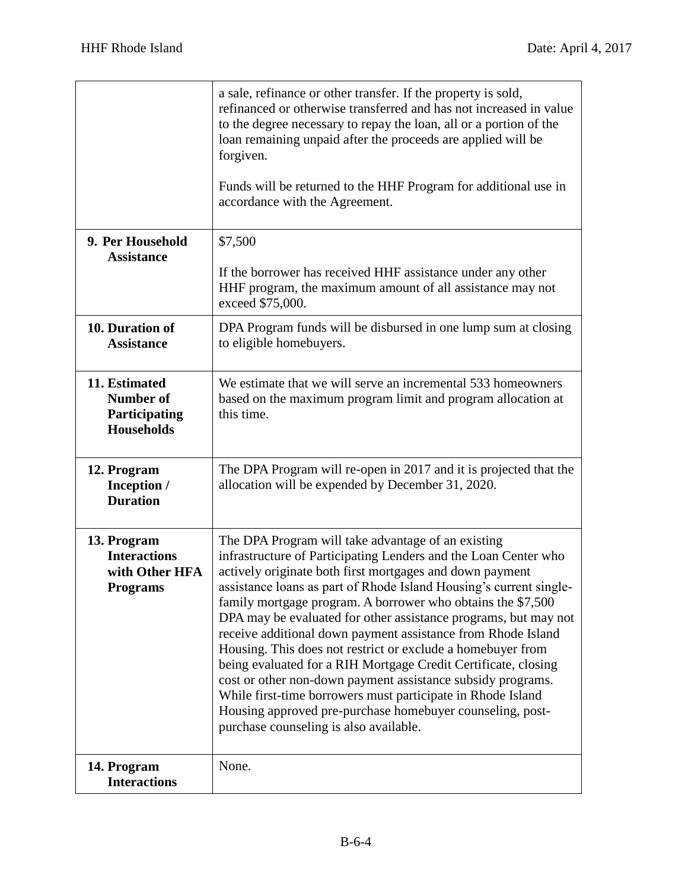| | |
|---|---|
| | a sale, refinance or other transfer. If the property is sold, refinanced or otherwise transferred and has not increased in value to the degree necessary to repay the loan, all or a portion of the loan remaining unpaid after the proceeds are applied will be forgiven.<br><br>Funds will be returned to the HHF Program for additional use in accordance with the Agreement. |
| **9. Per Household Assistance** | $7,500<br><br>If the borrower has received HHF assistance under any other HHF program, the maximum amount of all assistance may not exceed $75,000. |
| **10. Duration of Assistance** | DPA Program funds will be disbursed in one lump sum at closing to eligible homebuyers. |
| **11. Estimated Number of Participating Households** | We estimate that we will serve an incremental 533 homeowners based on the maximum program limit and program allocation at this time. |
| **12. Program Inception / Duration** | The DPA Program will re-open in 2017 and it is projected that the allocation will be expended by December 31, 2020. |
| **13. Program Interactions with Other HFA Programs** | The DPA Program will take advantage of an existing infrastructure of Participating Lenders and the Loan Center who actively originate both first mortgages and down payment assistance loans as part of Rhode Island Housing's current single-family mortgage program. A borrower who obtains the $7,500 DPA may be evaluated for other assistance programs, but may not receive additional down payment assistance from Rhode Island Housing. This does not restrict or exclude a homebuyer from being evaluated for a RIH Mortgage Credit Certificate, closing cost or other non-down payment assistance subsidy programs. While first-time borrowers must participate in Rhode Island Housing approved pre-purchase homebuyer counseling, post-purchase counseling is also available. |
| **14. Program Interactions** | None. |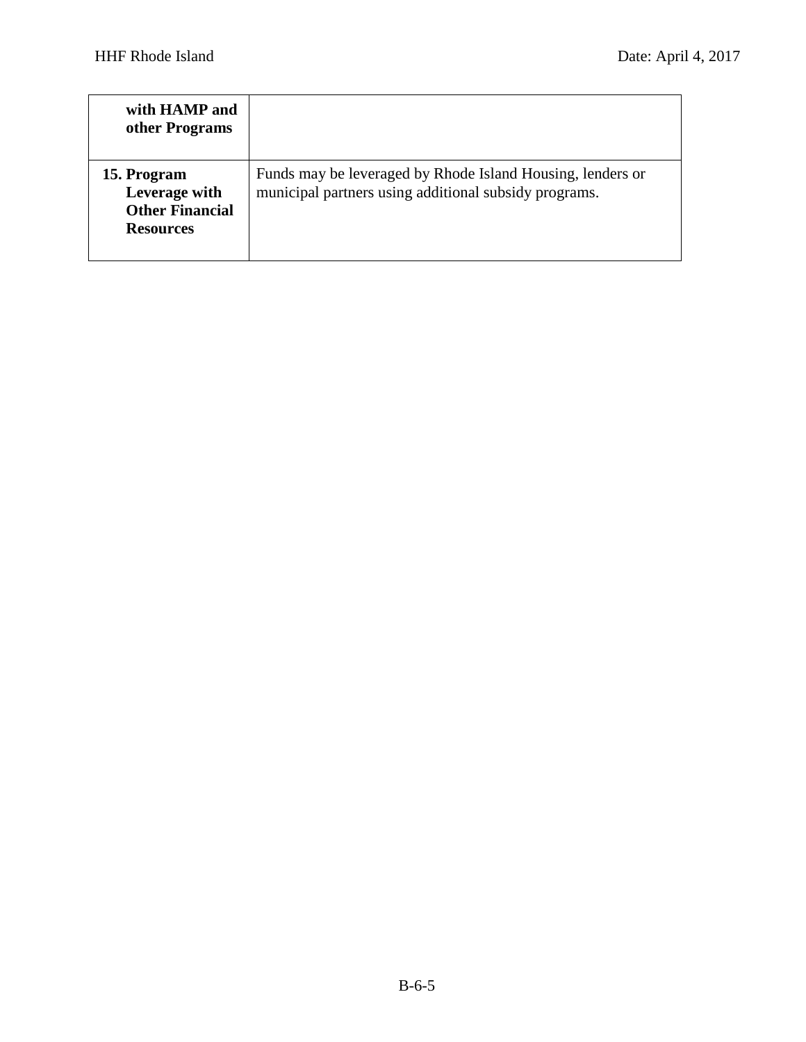| with HAMP and other Programs | |
|---|---|
| **15. Program Leverage with Other Financial Resources** | Funds may be leveraged by Rhode Island Housing, lenders or municipal partners using additional subsidy programs. |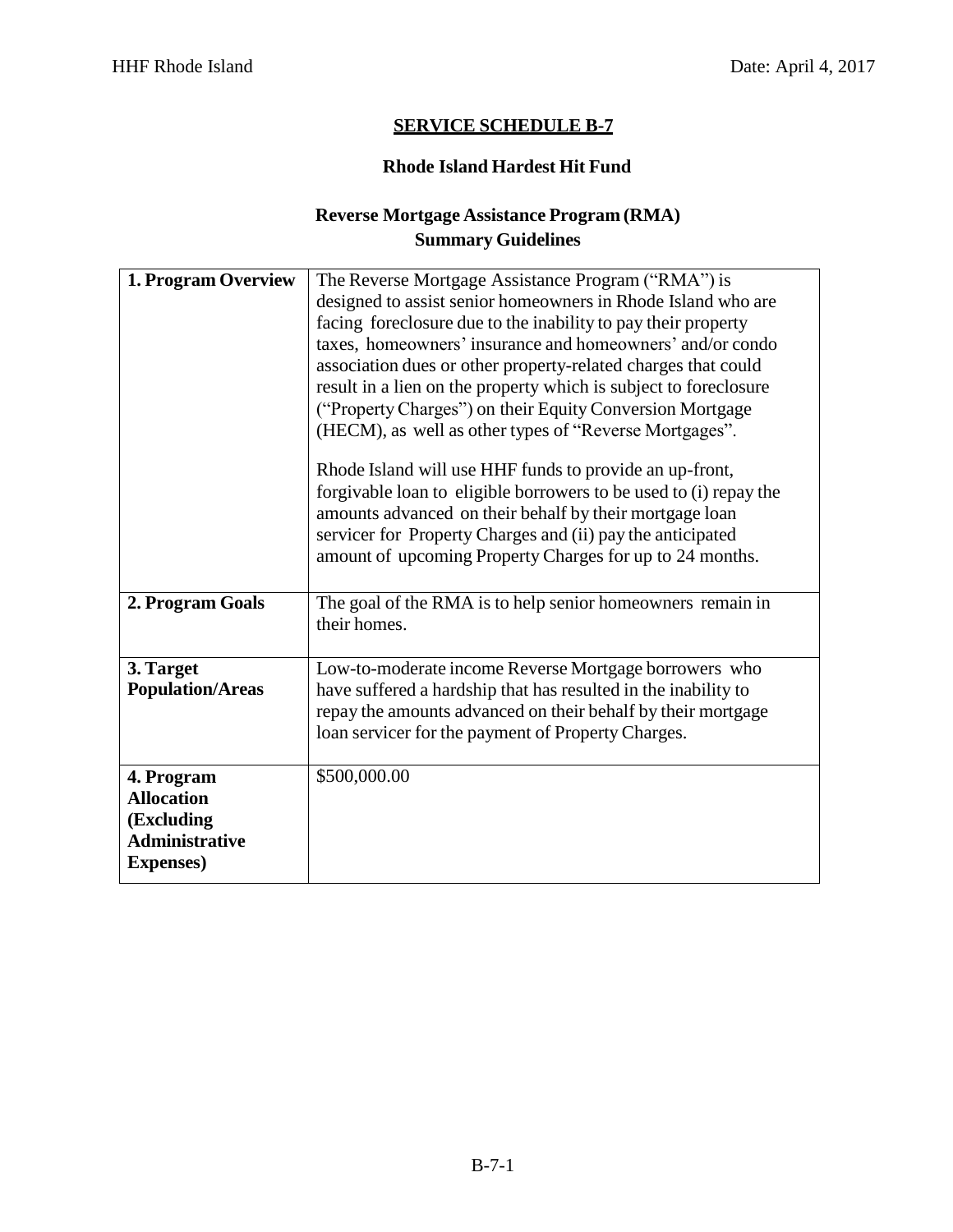## SERVICE SCHEDULE B-7

### Rhode Island Hardest Hit Fund

### Reverse Mortgage Assistance Program (RMA) Summary Guidelines

| | |
|---|---|
| **1. Program Overview** | The Reverse Mortgage Assistance Program ("RMA") is designed to assist senior homeowners in Rhode Island who are facing foreclosure due to the inability to pay their property taxes, homeowners' insurance and homeowners' and/or condo association dues or other property-related charges that could result in a lien on the property which is subject to foreclosure ("Property Charges") on their Equity Conversion Mortgage (HECM), as well as other types of "Reverse Mortgages".<br><br>Rhode Island will use HHF funds to provide an up-front, forgivable loan to eligible borrowers to be used to (i) repay the amounts advanced on their behalf by their mortgage loan servicer for Property Charges and (ii) pay the anticipated amount of upcoming Property Charges for up to 24 months. |
| **2. Program Goals** | The goal of the RMA is to help senior homeowners remain in their homes. |
| **3. Target Population/Areas** | Low-to-moderate income Reverse Mortgage borrowers who have suffered a hardship that has resulted in the inability to repay the amounts advanced on their behalf by their mortgage loan servicer for the payment of Property Charges. |
| **4. Program Allocation (Excluding Administrative Expenses)** | $500,000.00 |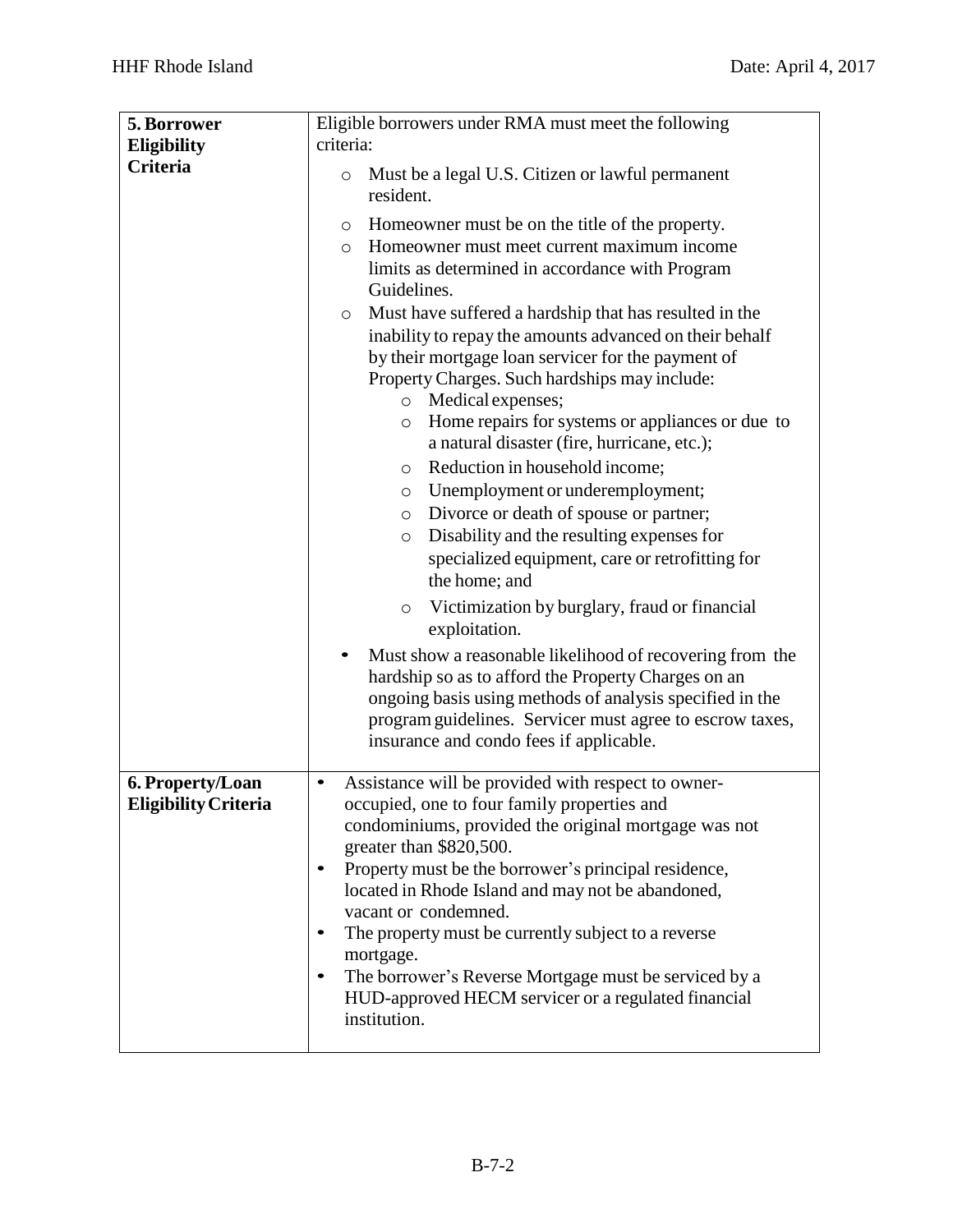| | |
|---|---|
| **5. Borrower Eligibility Criteria** | Eligible borrowers under RMA must meet the following criteria:<br>◦ Must be a legal U.S. Citizen or lawful permanent resident.<br>◦ Homeowner must be on the title of the property.<br>◦ Homeowner must meet current maximum income limits as determined in accordance with Program Guidelines.<br>◦ Must have suffered a hardship that has resulted in the inability to repay the amounts advanced on their behalf by their mortgage loan servicer for the payment of Property Charges. Such hardships may include:<br>&nbsp;&nbsp;&nbsp;&nbsp;◦ Medical expenses;<br>&nbsp;&nbsp;&nbsp;&nbsp;◦ Home repairs for systems or appliances or due to a natural disaster (fire, hurricane, etc.);<br>&nbsp;&nbsp;&nbsp;&nbsp;◦ Reduction in household income;<br>&nbsp;&nbsp;&nbsp;&nbsp;◦ Unemployment or underemployment;<br>&nbsp;&nbsp;&nbsp;&nbsp;◦ Divorce or death of spouse or partner;<br>&nbsp;&nbsp;&nbsp;&nbsp;◦ Disability and the resulting expenses for specialized equipment, care or retrofitting for the home; and<br>&nbsp;&nbsp;&nbsp;&nbsp;◦ Victimization by burglary, fraud or financial exploitation.<br>• Must show a reasonable likelihood of recovering from the hardship so as to afford the Property Charges on an ongoing basis using methods of analysis specified in the program guidelines. Servicer must agree to escrow taxes, insurance and condo fees if applicable. |
| **6. Property/Loan Eligibility Criteria** | • Assistance will be provided with respect to owner-occupied, one to four family properties and condominiums, provided the original mortgage was not greater than $820,500.<br>• Property must be the borrower's principal residence, located in Rhode Island and may not be abandoned, vacant or condemned.<br>• The property must be currently subject to a reverse mortgage.<br>• The borrower's Reverse Mortgage must be serviced by a HUD-approved HECM servicer or a regulated financial institution. |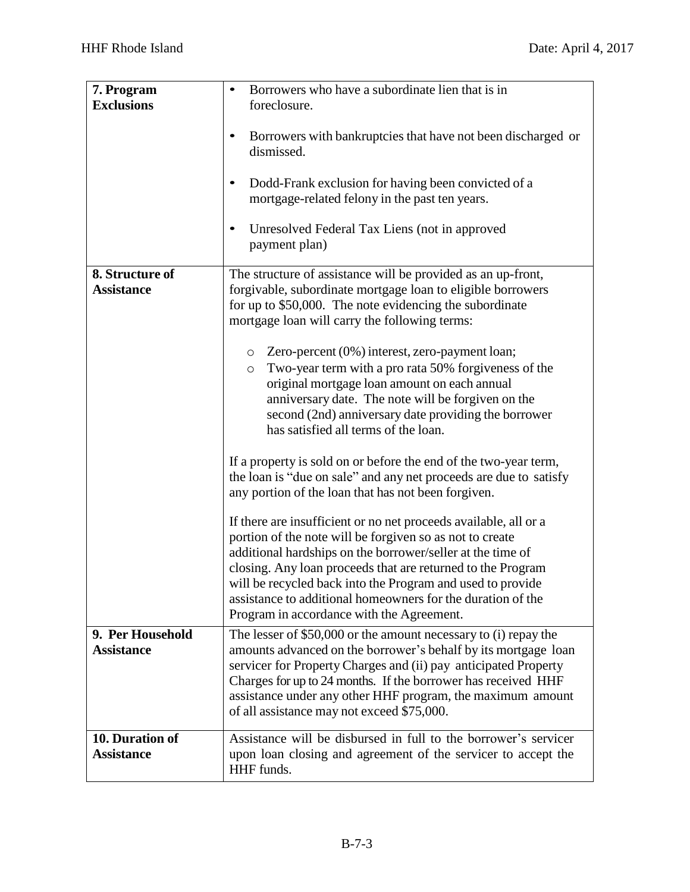| | |
|---|---|
| **7. Program Exclusions** | • Borrowers who have a subordinate lien that is in foreclosure.<br><br>• Borrowers with bankruptcies that have not been discharged or dismissed.<br><br>• Dodd-Frank exclusion for having been convicted of a mortgage-related felony in the past ten years.<br><br>• Unresolved Federal Tax Liens (not in approved payment plan) |
| **8. Structure of Assistance** | The structure of assistance will be provided as an up-front, forgivable, subordinate mortgage loan to eligible borrowers for up to $50,000. The note evidencing the subordinate mortgage loan will carry the following terms:<br><br>○ Zero-percent (0%) interest, zero-payment loan;<br>○ Two-year term with a pro rata 50% forgiveness of the original mortgage loan amount on each annual anniversary date. The note will be forgiven on the second (2nd) anniversary date providing the borrower has satisfied all terms of the loan.<br><br>If a property is sold on or before the end of the two-year term, the loan is "due on sale" and any net proceeds are due to satisfy any portion of the loan that has not been forgiven.<br><br>If there are insufficient or no net proceeds available, all or a portion of the note will be forgiven so as not to create additional hardships on the borrower/seller at the time of closing. Any loan proceeds that are returned to the Program will be recycled back into the Program and used to provide assistance to additional homeowners for the duration of the Program in accordance with the Agreement. |
| **9. Per Household Assistance** | The lesser of $50,000 or the amount necessary to (i) repay the amounts advanced on the borrower's behalf by its mortgage loan servicer for Property Charges and (ii) pay anticipated Property Charges for up to 24 months. If the borrower has received HHF assistance under any other HHF program, the maximum amount of all assistance may not exceed $75,000. |
| **10. Duration of Assistance** | Assistance will be disbursed in full to the borrower's servicer upon loan closing and agreement of the servicer to accept the HHF funds. |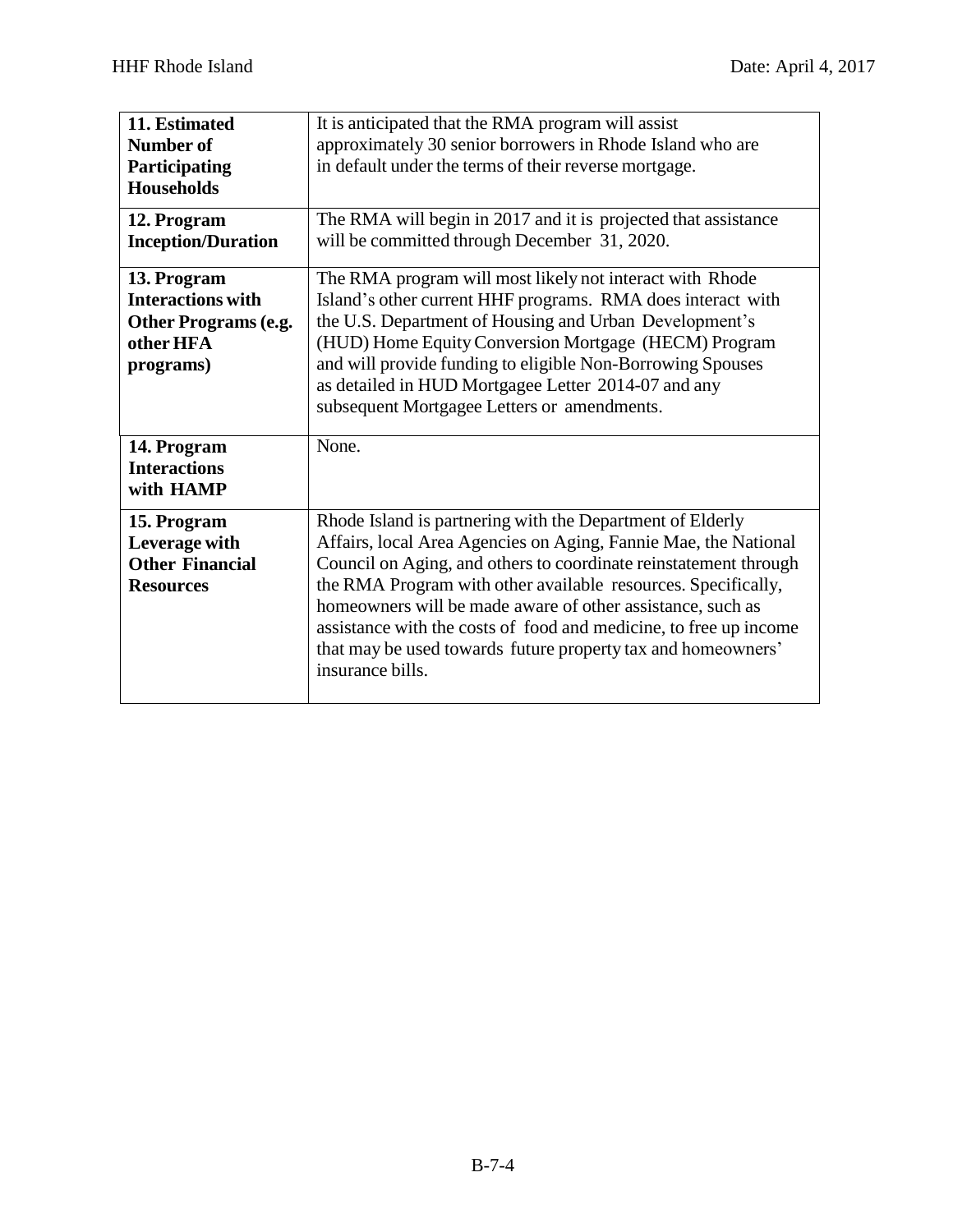| **11. Estimated Number of Participating Households** | It is anticipated that the RMA program will assist approximately 30 senior borrowers in Rhode Island who are in default under the terms of their reverse mortgage. |
|---|---|
| **12. Program Inception/Duration** | The RMA will begin in 2017 and it is projected that assistance will be committed through December 31, 2020. |
| **13. Program Interactions with Other Programs (e.g. other HFA programs)** | The RMA program will most likely not interact with Rhode Island's other current HHF programs. RMA does interact with the U.S. Department of Housing and Urban Development's (HUD) Home Equity Conversion Mortgage (HECM) Program and will provide funding to eligible Non-Borrowing Spouses as detailed in HUD Mortgagee Letter 2014-07 and any subsequent Mortgagee Letters or amendments. |
| **14. Program Interactions with HAMP** | None. |
| **15. Program Leverage with Other Financial Resources** | Rhode Island is partnering with the Department of Elderly Affairs, local Area Agencies on Aging, Fannie Mae, the National Council on Aging, and others to coordinate reinstatement through the RMA Program with other available resources. Specifically, homeowners will be made aware of other assistance, such as assistance with the costs of food and medicine, to free up income that may be used towards future property tax and homeowners' insurance bills. |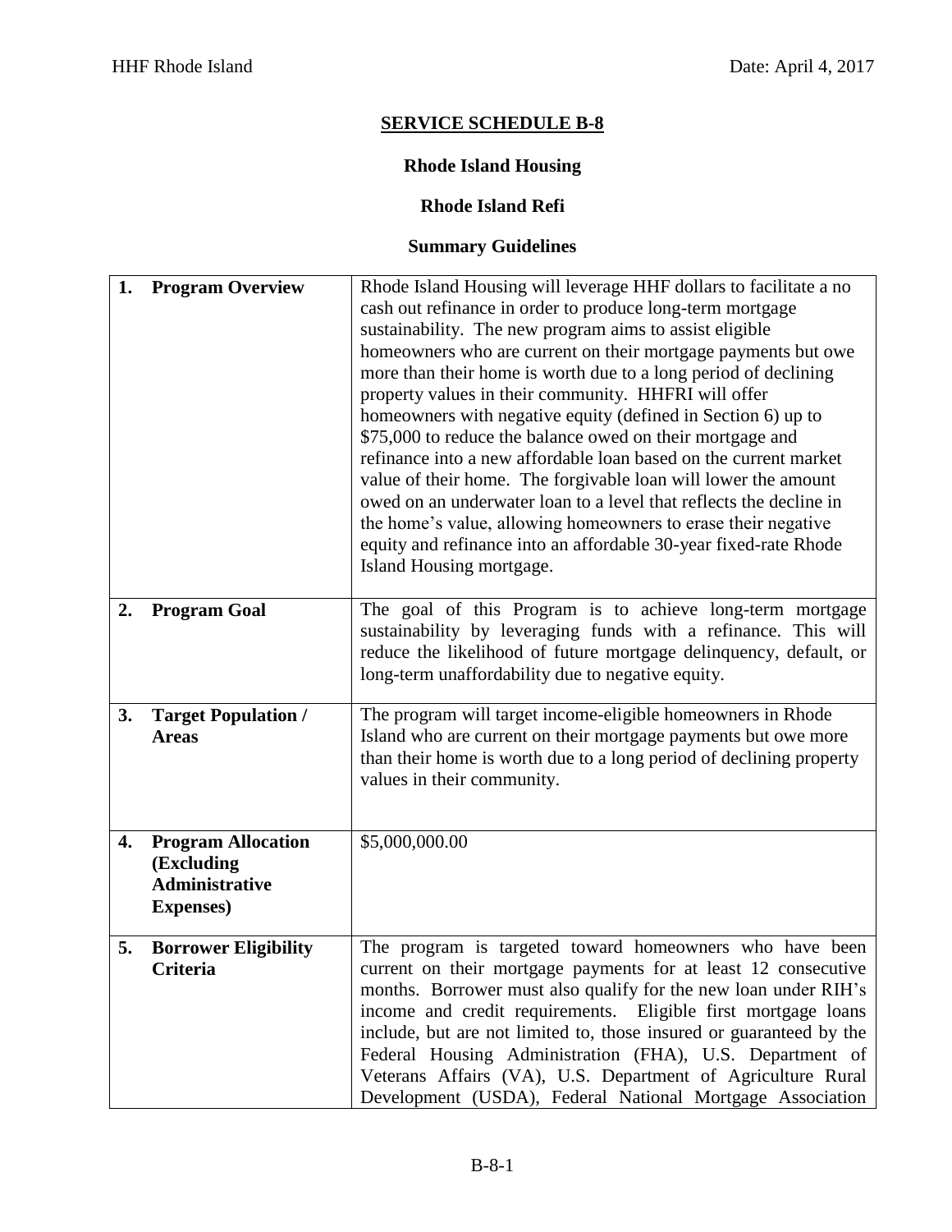## SERVICE SCHEDULE B-8

**Rhode Island Housing**

**Rhode Island Refi**

**Summary Guidelines**

| | |
|---|---|
| **1. Program Overview** | Rhode Island Housing will leverage HHF dollars to facilitate a no cash out refinance in order to produce long-term mortgage sustainability. The new program aims to assist eligible homeowners who are current on their mortgage payments but owe more than their home is worth due to a long period of declining property values in their community. HHFRI will offer homeowners with negative equity (defined in Section 6) up to \$75,000 to reduce the balance owed on their mortgage and refinance into a new affordable loan based on the current market value of their home. The forgivable loan will lower the amount owed on an underwater loan to a level that reflects the decline in the home's value, allowing homeowners to erase their negative equity and refinance into an affordable 30-year fixed-rate Rhode Island Housing mortgage. |
| **2. Program Goal** | The goal of this Program is to achieve long-term mortgage sustainability by leveraging funds with a refinance. This will reduce the likelihood of future mortgage delinquency, default, or long-term unaffordability due to negative equity. |
| **3. Target Population / Areas** | The program will target income-eligible homeowners in Rhode Island who are current on their mortgage payments but owe more than their home is worth due to a long period of declining property values in their community. |
| **4. Program Allocation (Excluding Administrative Expenses)** | \$5,000,000.00 |
| **5. Borrower Eligibility Criteria** | The program is targeted toward homeowners who have been current on their mortgage payments for at least 12 consecutive months. Borrower must also qualify for the new loan under RIH's income and credit requirements. Eligible first mortgage loans include, but are not limited to, those insured or guaranteed by the Federal Housing Administration (FHA), U.S. Department of Veterans Affairs (VA), U.S. Department of Agriculture Rural Development (USDA), Federal National Mortgage Association |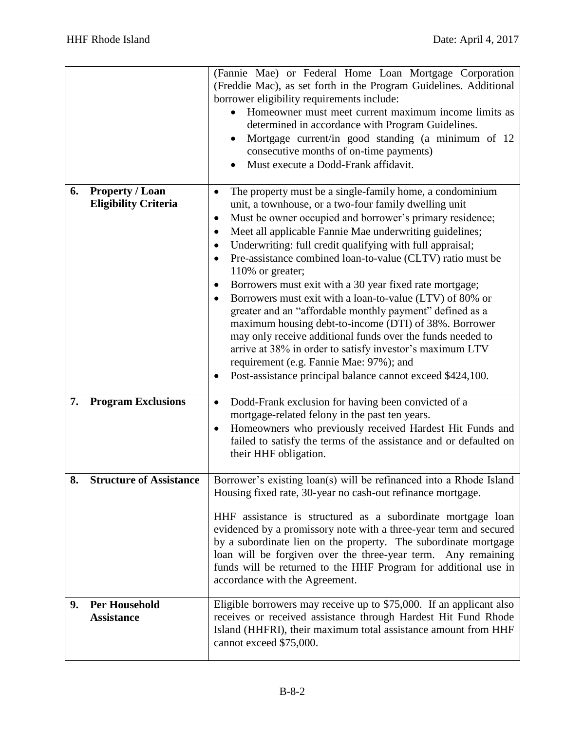| | |
|---|---|
| | (Fannie Mae) or Federal Home Loan Mortgage Corporation (Freddie Mac), as set forth in the Program Guidelines. Additional borrower eligibility requirements include:<br>• Homeowner must meet current maximum income limits as determined in accordance with Program Guidelines.<br>• Mortgage current/in good standing (a minimum of 12 consecutive months of on-time payments)<br>• Must execute a Dodd-Frank affidavit. |
| **6. Property / Loan Eligibility Criteria** | • The property must be a single-family home, a condominium unit, a townhouse, or a two-four family dwelling unit<br>• Must be owner occupied and borrower's primary residence;<br>• Meet all applicable Fannie Mae underwriting guidelines;<br>• Underwriting: full credit qualifying with full appraisal;<br>• Pre-assistance combined loan-to-value (CLTV) ratio must be 110% or greater;<br>• Borrowers must exit with a 30 year fixed rate mortgage;<br>• Borrowers must exit with a loan-to-value (LTV) of 80% or greater and an "affordable monthly payment" defined as a maximum housing debt-to-income (DTI) of 38%. Borrower may only receive additional funds over the funds needed to arrive at 38% in order to satisfy investor's maximum LTV requirement (e.g. Fannie Mae: 97%); and<br>• Post-assistance principal balance cannot exceed $424,100. |
| **7. Program Exclusions** | • Dodd-Frank exclusion for having been convicted of a mortgage-related felony in the past ten years.<br>• Homeowners who previously received Hardest Hit Funds and failed to satisfy the terms of the assistance and or defaulted on their HHF obligation. |
| **8. Structure of Assistance** | Borrower's existing loan(s) will be refinanced into a Rhode Island Housing fixed rate, 30-year no cash-out refinance mortgage.<br><br>HHF assistance is structured as a subordinate mortgage loan evidenced by a promissory note with a three-year term and secured by a subordinate lien on the property. The subordinate mortgage loan will be forgiven over the three-year term. Any remaining funds will be returned to the HHF Program for additional use in accordance with the Agreement. |
| **9. Per Household Assistance** | Eligible borrowers may receive up to $75,000. If an applicant also receives or received assistance through Hardest Hit Fund Rhode Island (HHFRI), their maximum total assistance amount from HHF cannot exceed $75,000. |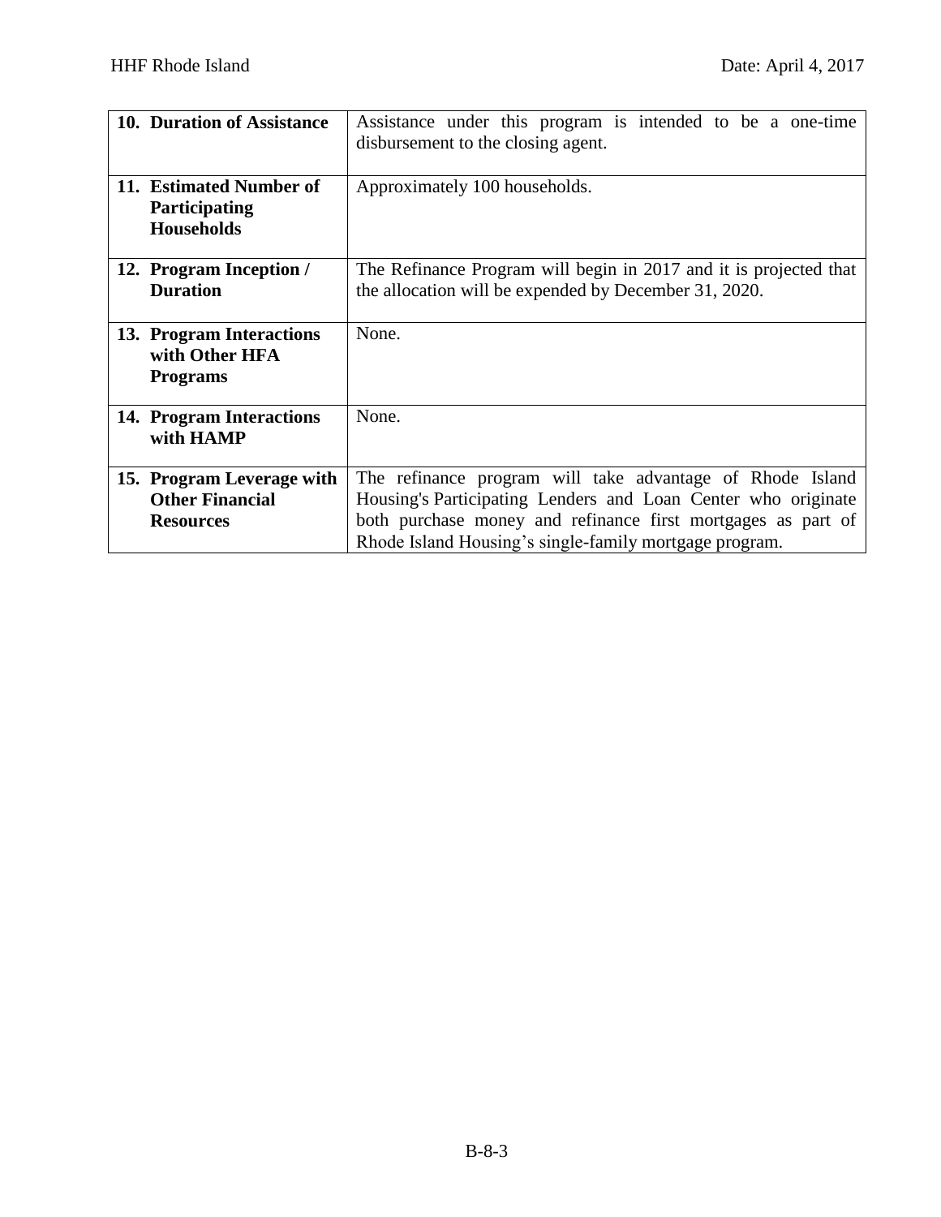| **10. Duration of Assistance** | Assistance under this program is intended to be a one-time disbursement to the closing agent. |
|---|---|
| **11. Estimated Number of Participating Households** | Approximately 100 households. |
| **12. Program Inception / Duration** | The Refinance Program will begin in 2017 and it is projected that the allocation will be expended by December 31, 2020. |
| **13. Program Interactions with Other HFA Programs** | None. |
| **14. Program Interactions with HAMP** | None. |
| **15. Program Leverage with Other Financial Resources** | The refinance program will take advantage of Rhode Island Housing's Participating Lenders and Loan Center who originate both purchase money and refinance first mortgages as part of Rhode Island Housing's single-family mortgage program. |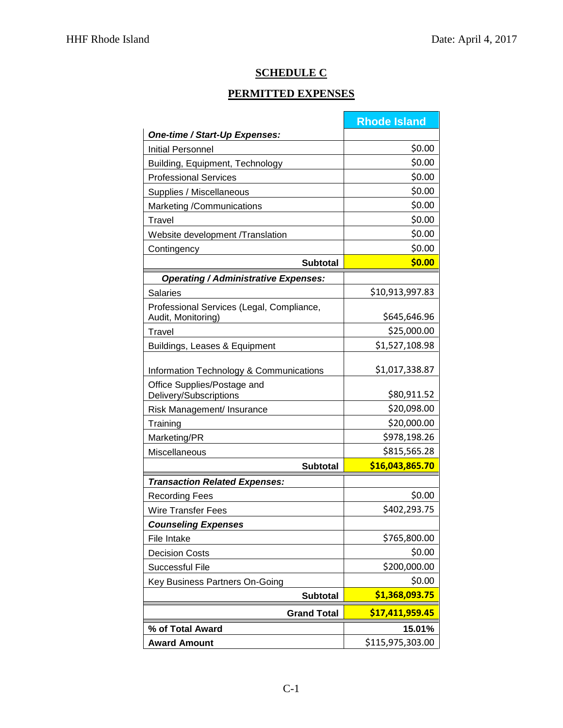## SCHEDULE C

## PERMITTED EXPENSES

| | Rhode Island |
|---|---|
| ***One-time / Start-Up Expenses:*** | |
| Initial Personnel | $0.00 |
| Building, Equipment, Technology | $0.00 |
| Professional Services | $0.00 |
| Supplies / Miscellaneous | $0.00 |
| Marketing /Communications | $0.00 |
| Travel | $0.00 |
| Website development /Translation | $0.00 |
| Contingency | $0.00 |
| **Subtotal** | **$0.00** |
| ***Operating / Administrative Expenses:*** | |
| Salaries | $10,913,997.83 |
| Professional Services (Legal, Compliance, Audit, Monitoring) | $645,646.96 |
| Travel | $25,000.00 |
| Buildings, Leases & Equipment | $1,527,108.98 |
| Information Technology & Communications | $1,017,338.87 |
| Office Supplies/Postage and Delivery/Subscriptions | $80,911.52 |
| Risk Management/ Insurance | $20,098.00 |
| Training | $20,000.00 |
| Marketing/PR | $978,198.26 |
| Miscellaneous | $815,565.28 |
| **Subtotal** | **$16,043,865.70** |
| ***Transaction Related Expenses:*** | |
| Recording Fees | $0.00 |
| Wire Transfer Fees | $402,293.75 |
| ***Counseling Expenses*** | |
| File Intake | $765,800.00 |
| Decision Costs | $0.00 |
| Successful File | $200,000.00 |
| Key Business Partners On-Going | $0.00 |
| **Subtotal** | **$1,368,093.75** |
| **Grand Total** | **$17,411,959.45** |
| **% of Total Award** | **15.01%** |
| **Award Amount** | $115,975,303.00 |